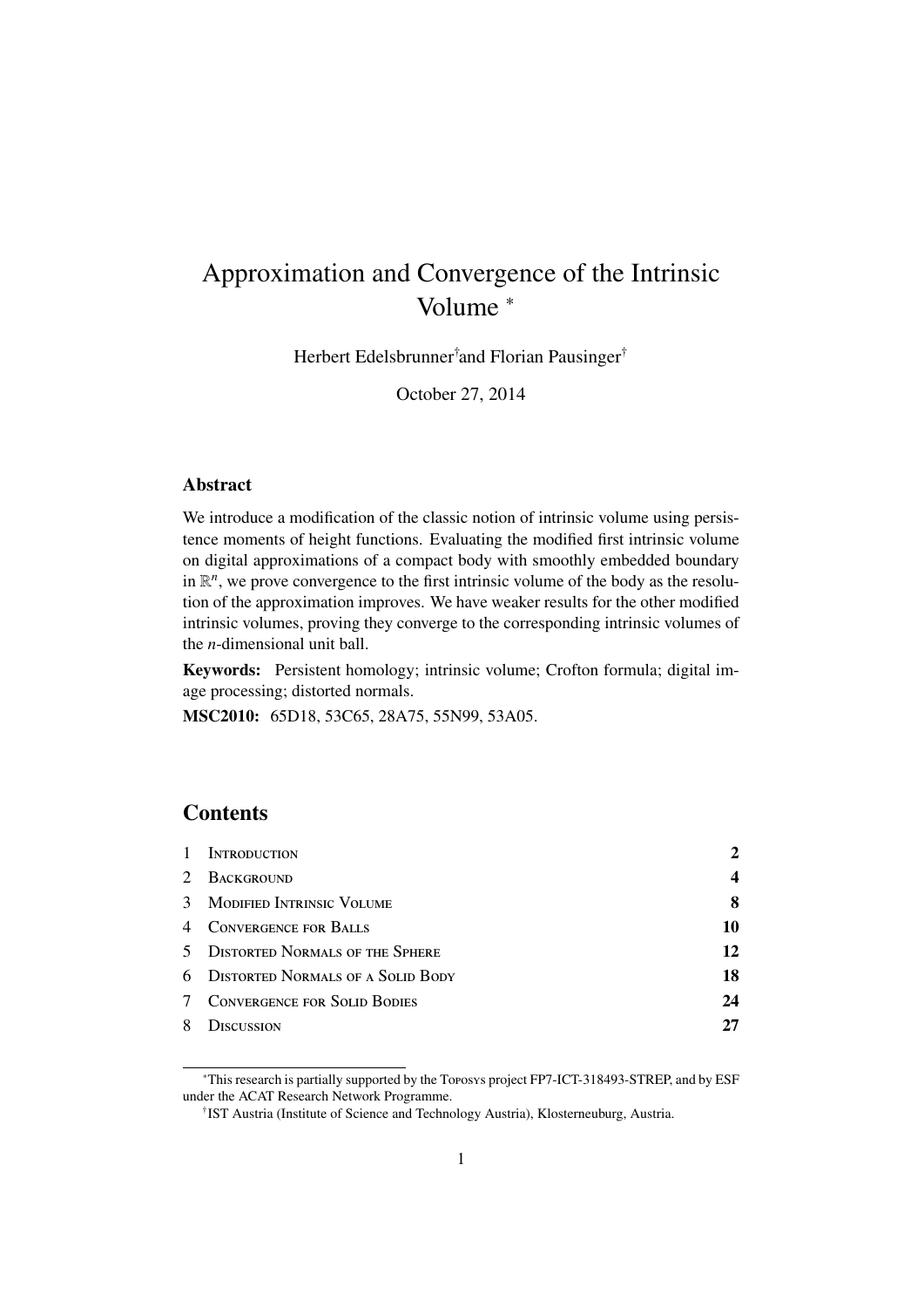# Approximation and Convergence of the Intrinsic Volume [*]

Herbert Edelsbrunner[†] and Florian Pausinger[†]

October 27, 2014

### Abstract

We introduce a modification of the classic notion of intrinsic volume using persistence moments of height functions. Evaluating the modified first intrinsic volume on digital approximations of a compact body with smoothly embedded boundary in $\mathbb{R}^n$, we prove convergence to the first intrinsic volume of the body as the resolution of the approximation improves. We have weaker results for the other modified intrinsic volumes, proving they converge to the corresponding intrinsic volumes of the $n$-dimensional unit ball.

**Keywords:** Persistent homology; intrinsic volume; Crofton formula; digital image processing; distorted normals.

**MSC2010:** 65D18, 53C65, 28A75, 55N99, 53A05.

## Contents

| | | |
|---|---|---|
| 1 | Introduction | **2** |
| 2 | Background | **4** |
| 3 | Modified Intrinsic Volume | **8** |
| 4 | Convergence for Balls | **10** |
| 5 | Distorted Normals of the Sphere | **12** |
| 6 | Distorted Normals of a Solid Body | **18** |
| 7 | Convergence for Solid Bodies | **24** |
| 8 | Discussion | **27** |

[*] This research is partially supported by the Toposys project FP7-ICT-318493-STREP, and by ESF under the ACAT Research Network Programme.

[†] IST Austria (Institute of Science and Technology Austria), Klosterneuburg, Austria.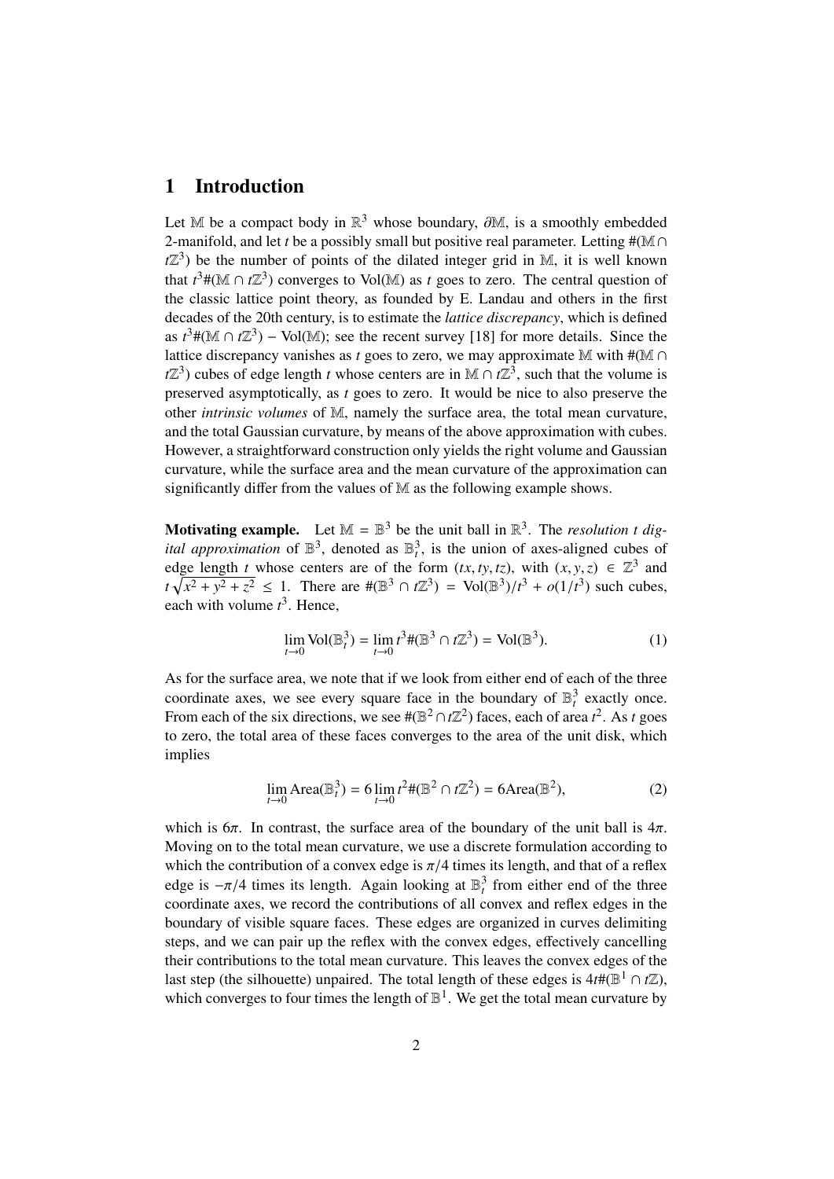## 1 Introduction

Let $\mathbb{M}$ be a compact body in $\mathbb{R}^3$ whose boundary, $\partial\mathbb{M}$, is a smoothly embedded 2-manifold, and let $t$ be a possibly small but positive real parameter. Letting $\#(\mathbb{M} \cap t\mathbb{Z}^3)$ be the number of points of the dilated integer grid in $\mathbb{M}$, it is well known that $t^3\#(\mathbb{M} \cap t\mathbb{Z}^3)$ converges to $\mathrm{Vol}(\mathbb{M})$ as $t$ goes to zero. The central question of the classic lattice point theory, as founded by E. Landau and others in the first decades of the 20th century, is to estimate the *lattice discrepancy*, which is defined as $t^3\#(\mathbb{M} \cap t\mathbb{Z}^3) - \mathrm{Vol}(\mathbb{M})$; see the recent survey [18] for more details. Since the lattice discrepancy vanishes as $t$ goes to zero, we may approximate $\mathbb{M}$ with $\#(\mathbb{M} \cap t\mathbb{Z}^3)$ cubes of edge length $t$ whose centers are in $\mathbb{M} \cap t\mathbb{Z}^3$, such that the volume is preserved asymptotically, as $t$ goes to zero. It would be nice to also preserve the other *intrinsic volumes* of $\mathbb{M}$, namely the surface area, the total mean curvature, and the total Gaussian curvature, by means of the above approximation with cubes. However, a straightforward construction only yields the right volume and Gaussian curvature, while the surface area and the mean curvature of the approximation can significantly differ from the values of $\mathbb{M}$ as the following example shows.

**Motivating example.** Let $\mathbb{M} = \mathbb{B}^3$ be the unit ball in $\mathbb{R}^3$. The *resolution $t$ digital approximation* of $\mathbb{B}^3$, denoted as $\mathbb{B}^3_t$, is the union of axes-aligned cubes of edge length $t$ whose centers are of the form $(tx, ty, tz)$, with $(x, y, z) \in \mathbb{Z}^3$ and $t\sqrt{x^2 + y^2 + z^2} \le 1$. There are $\#(\mathbb{B}^3 \cap t\mathbb{Z}^3) = \mathrm{Vol}(\mathbb{B}^3)/t^3 + o(1/t^3)$ such cubes, each with volume $t^3$. Hence,

$$\lim_{t\to 0} \mathrm{Vol}(\mathbb{B}^3_t) = \lim_{t\to 0} t^3\#(\mathbb{B}^3 \cap t\mathbb{Z}^3) = \mathrm{Vol}(\mathbb{B}^3). \tag{1}$$

As for the surface area, we note that if we look from either end of each of the three coordinate axes, we see every square face in the boundary of $\mathbb{B}^3_t$ exactly once. From each of the six directions, we see $\#(\mathbb{B}^2 \cap t\mathbb{Z}^2)$ faces, each of area $t^2$. As $t$ goes to zero, the total area of these faces converges to the area of the unit disk, which implies

$$\lim_{t\to 0} \mathrm{Area}(\mathbb{B}^3_t) = 6 \lim_{t\to 0} t^2\#(\mathbb{B}^2 \cap t\mathbb{Z}^2) = 6\mathrm{Area}(\mathbb{B}^2), \tag{2}$$

which is $6\pi$. In contrast, the surface area of the boundary of the unit ball is $4\pi$. Moving on to the total mean curvature, we use a discrete formulation according to which the contribution of a convex edge is $\pi/4$ times its length, and that of a reflex edge is $-\pi/4$ times its length. Again looking at $\mathbb{B}^3_t$ from either end of the three coordinate axes, we record the contributions of all convex and reflex edges in the boundary of visible square faces. These edges are organized in curves delimiting steps, and we can pair up the reflex with the convex edges, effectively cancelling their contributions to the total mean curvature. This leaves the convex edges of the last step (the silhouette) unpaired. The total length of these edges is $4t\#(\mathbb{B}^1 \cap t\mathbb{Z})$, which converges to four times the length of $\mathbb{B}^1$. We get the total mean curvature by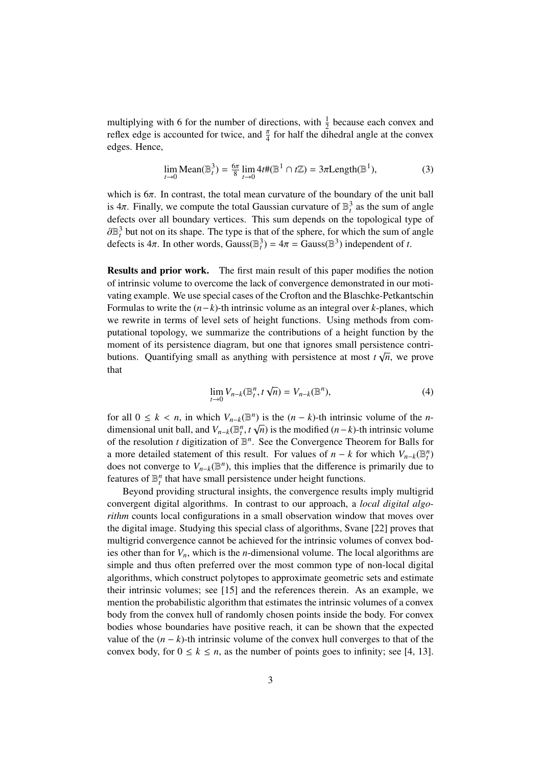multiplying with 6 for the number of directions, with $\frac{1}{2}$ because each convex and reflex edge is accounted for twice, and $\frac{\pi}{4}$ for half the dihedral angle at the convex edges. Hence,

$$\lim_{t \to 0} \text{Mean}(\mathbb{B}^3_t) = \tfrac{6\pi}{8} \lim_{t \to 0} 4t\#(\mathbb{B}^1 \cap t\mathbb{Z}) = 3\pi \text{Length}(\mathbb{B}^1), \tag{3}$$

which is $6\pi$. In contrast, the total mean curvature of the boundary of the unit ball is $4\pi$. Finally, we compute the total Gaussian curvature of $\mathbb{B}^3_t$ as the sum of angle defects over all boundary vertices. This sum depends on the topological type of $\partial\mathbb{B}^3_t$ but not on its shape. The type is that of the sphere, for which the sum of angle defects is $4\pi$. In other words, $\text{Gauss}(\mathbb{B}^3_t) = 4\pi = \text{Gauss}(\mathbb{B}^3)$ independent of $t$.

**Results and prior work.** The first main result of this paper modifies the notion of intrinsic volume to overcome the lack of convergence demonstrated in our motivating example. We use special cases of the Crofton and the Blaschke-Petkantschin Formulas to write the $(n-k)$-th intrinsic volume as an integral over $k$-planes, which we rewrite in terms of level sets of height functions. Using methods from computational topology, we summarize the contributions of a height function by the moment of its persistence diagram, but one that ignores small persistence contributions. Quantifying small as anything with persistence at most $t\sqrt{n}$, we prove that

$$\lim_{t \to 0} V_{n-k}(\mathbb{B}^n_t, t\sqrt{n}) = V_{n-k}(\mathbb{B}^n), \tag{4}$$

for all $0 \leq k < n$, in which $V_{n-k}(\mathbb{B}^n)$ is the $(n-k)$-th intrinsic volume of the $n$-dimensional unit ball, and $V_{n-k}(\mathbb{B}^n_t, t\sqrt{n})$ is the modified $(n-k)$-th intrinsic volume of the resolution $t$ digitization of $\mathbb{B}^n$. See the Convergence Theorem for Balls for a more detailed statement of this result. For values of $n-k$ for which $V_{n-k}(\mathbb{B}^n_t)$ does not converge to $V_{n-k}(\mathbb{B}^n)$, this implies that the difference is primarily due to features of $\mathbb{B}^n_t$ that have small persistence under height functions.

Beyond providing structural insights, the convergence results imply multigrid convergent digital algorithms. In contrast to our approach, a *local digital algorithm* counts local configurations in a small observation window that moves over the digital image. Studying this special class of algorithms, Svane [22] proves that multigrid convergence cannot be achieved for the intrinsic volumes of convex bodies other than for $V_n$, which is the $n$-dimensional volume. The local algorithms are simple and thus often preferred over the most common type of non-local digital algorithms, which construct polytopes to approximate geometric sets and estimate their intrinsic volumes; see [15] and the references therein. As an example, we mention the probabilistic algorithm that estimates the intrinsic volumes of a convex body from the convex hull of randomly chosen points inside the body. For convex bodies whose boundaries have positive reach, it can be shown that the expected value of the $(n-k)$-th intrinsic volume of the convex hull converges to that of the convex body, for $0 \leq k \leq n$, as the number of points goes to infinity; see [4, 13].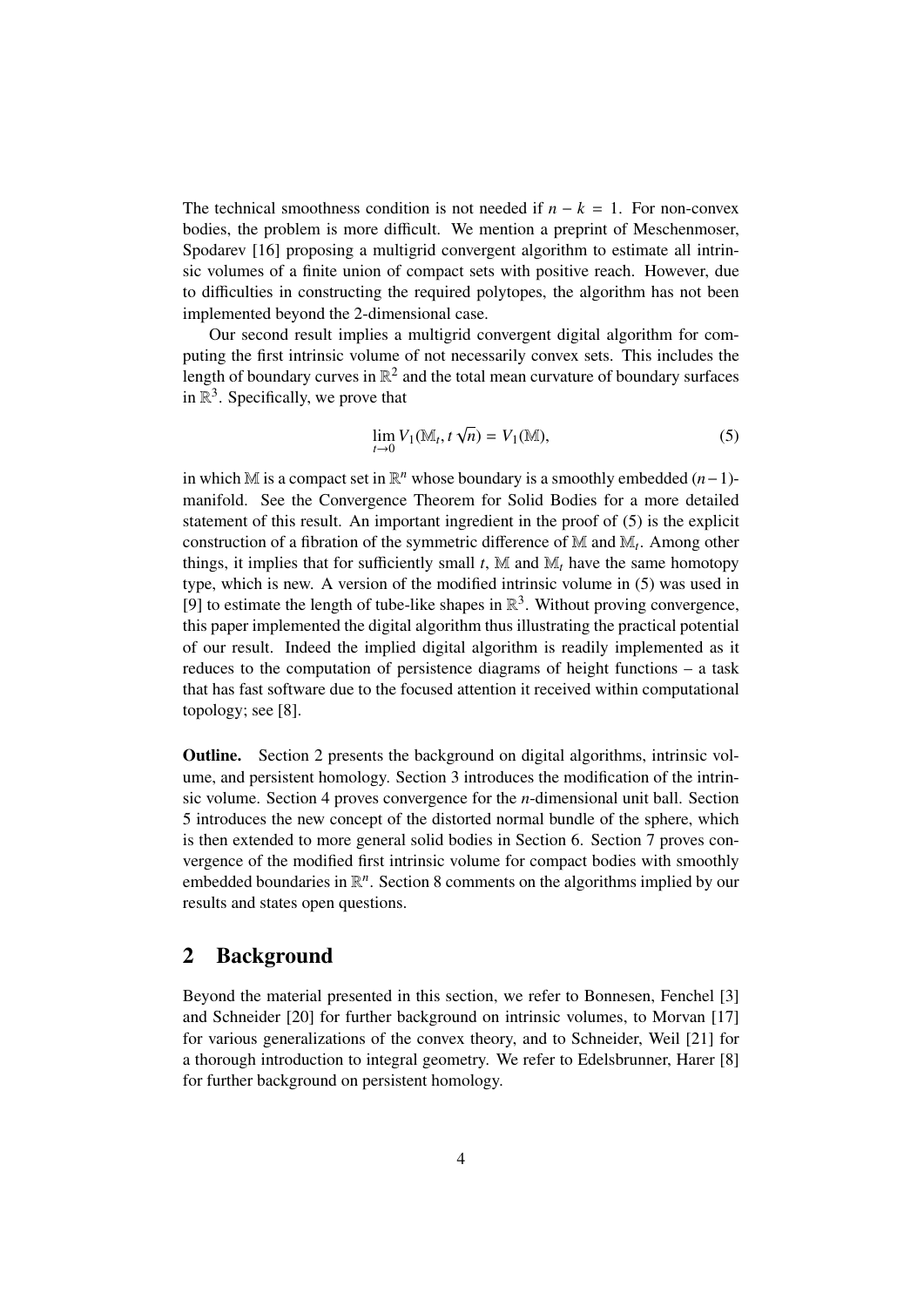The technical smoothness condition is not needed if $n - k = 1$. For non-convex bodies, the problem is more difficult. We mention a preprint of Meschenmoser, Spodarev [16] proposing a multigrid convergent algorithm to estimate all intrinsic volumes of a finite union of compact sets with positive reach. However, due to difficulties in constructing the required polytopes, the algorithm has not been implemented beyond the 2-dimensional case.

Our second result implies a multigrid convergent digital algorithm for computing the first intrinsic volume of not necessarily convex sets. This includes the length of boundary curves in $\mathbb{R}^2$ and the total mean curvature of boundary surfaces in $\mathbb{R}^3$. Specifically, we prove that

$$\lim_{t \to 0} V_1(\mathbb{M}_t, t\sqrt{n}) = V_1(\mathbb{M}), \tag{5}$$

in which $\mathbb{M}$ is a compact set in $\mathbb{R}^n$ whose boundary is a smoothly embedded $(n-1)$-manifold. See the Convergence Theorem for Solid Bodies for a more detailed statement of this result. An important ingredient in the proof of (5) is the explicit construction of a fibration of the symmetric difference of $\mathbb{M}$ and $\mathbb{M}_t$. Among other things, it implies that for sufficiently small $t$, $\mathbb{M}$ and $\mathbb{M}_t$ have the same homotopy type, which is new. A version of the modified intrinsic volume in (5) was used in [9] to estimate the length of tube-like shapes in $\mathbb{R}^3$. Without proving convergence, this paper implemented the digital algorithm thus illustrating the practical potential of our result. Indeed the implied digital algorithm is readily implemented as it reduces to the computation of persistence diagrams of height functions – a task that has fast software due to the focused attention it received within computational topology; see [8].

**Outline.** Section 2 presents the background on digital algorithms, intrinsic volume, and persistent homology. Section 3 introduces the modification of the intrinsic volume. Section 4 proves convergence for the $n$-dimensional unit ball. Section 5 introduces the new concept of the distorted normal bundle of the sphere, which is then extended to more general solid bodies in Section 6. Section 7 proves convergence of the modified first intrinsic volume for compact bodies with smoothly embedded boundaries in $\mathbb{R}^n$. Section 8 comments on the algorithms implied by our results and states open questions.

## 2 Background

Beyond the material presented in this section, we refer to Bonnesen, Fenchel [3] and Schneider [20] for further background on intrinsic volumes, to Morvan [17] for various generalizations of the convex theory, and to Schneider, Weil [21] for a thorough introduction to integral geometry. We refer to Edelsbrunner, Harer [8] for further background on persistent homology.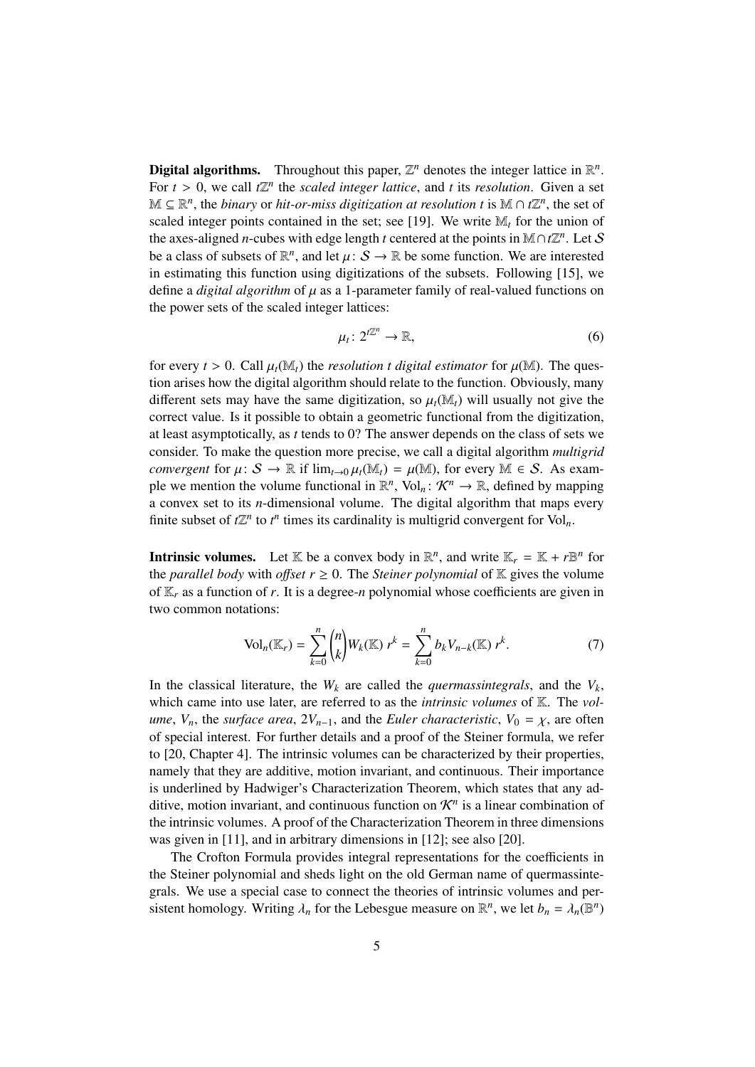**Digital algorithms.** Throughout this paper, $\mathbb{Z}^n$ denotes the integer lattice in $\mathbb{R}^n$. For $t > 0$, we call $t\mathbb{Z}^n$ the *scaled integer lattice*, and $t$ its *resolution*. Given a set $\mathbb{M} \subseteq \mathbb{R}^n$, the *binary* or *hit-or-miss digitization at resolution t* is $\mathbb{M} \cap t\mathbb{Z}^n$, the set of scaled integer points contained in the set; see [19]. We write $\mathbb{M}_t$ for the union of the axes-aligned $n$-cubes with edge length $t$ centered at the points in $\mathbb{M} \cap t\mathbb{Z}^n$. Let $\mathcal{S}$ be a class of subsets of $\mathbb{R}^n$, and let $\mu \colon \mathcal{S} \to \mathbb{R}$ be some function. We are interested in estimating this function using digitizations of the subsets. Following [15], we define a *digital algorithm* of $\mu$ as a 1-parameter family of real-valued functions on the power sets of the scaled integer lattices:

$$\mu_t \colon 2^{t\mathbb{Z}^n} \to \mathbb{R}, \tag{6}$$

for every $t > 0$. Call $\mu_t(\mathbb{M}_t)$ the *resolution t digital estimator* for $\mu(\mathbb{M})$. The question arises how the digital algorithm should relate to the function. Obviously, many different sets may have the same digitization, so $\mu_t(\mathbb{M}_t)$ will usually not give the correct value. Is it possible to obtain a geometric functional from the digitization, at least asymptotically, as $t$ tends to 0? The answer depends on the class of sets we consider. To make the question more precise, we call a digital algorithm *multigrid convergent* for $\mu \colon \mathcal{S} \to \mathbb{R}$ if $\lim_{t \to 0} \mu_t(\mathbb{M}_t) = \mu(\mathbb{M})$, for every $\mathbb{M} \in \mathcal{S}$. As example we mention the volume functional in $\mathbb{R}^n$, $\mathrm{Vol}_n \colon \mathcal{K}^n \to \mathbb{R}$, defined by mapping a convex set to its $n$-dimensional volume. The digital algorithm that maps every finite subset of $t\mathbb{Z}^n$ to $t^n$ times its cardinality is multigrid convergent for $\mathrm{Vol}_n$.

**Intrinsic volumes.** Let $\mathbb{K}$ be a convex body in $\mathbb{R}^n$, and write $\mathbb{K}_r = \mathbb{K} + r\mathbb{B}^n$ for the *parallel body* with *offset* $r \geq 0$. The *Steiner polynomial* of $\mathbb{K}$ gives the volume of $\mathbb{K}_r$ as a function of $r$. It is a degree-$n$ polynomial whose coefficients are given in two common notations:

$$\mathrm{Vol}_n(\mathbb{K}_r) = \sum_{k=0}^{n} \binom{n}{k} W_k(\mathbb{K})\, r^k = \sum_{k=0}^{n} b_k V_{n-k}(\mathbb{K})\, r^k. \tag{7}$$

In the classical literature, the $W_k$ are called the *quermassintegrals*, and the $V_k$, which came into use later, are referred to as the *intrinsic volumes* of $\mathbb{K}$. The *volume*, $V_n$, the *surface area*, $2V_{n-1}$, and the *Euler characteristic*, $V_0 = \chi$, are often of special interest. For further details and a proof of the Steiner formula, we refer to [20, Chapter 4]. The intrinsic volumes can be characterized by their properties, namely that they are additive, motion invariant, and continuous. Their importance is underlined by Hadwiger's Characterization Theorem, which states that any additive, motion invariant, and continuous function on $\mathcal{K}^n$ is a linear combination of the intrinsic volumes. A proof of the Characterization Theorem in three dimensions was given in [11], and in arbitrary dimensions in [12]; see also [20].

The Crofton Formula provides integral representations for the coefficients in the Steiner polynomial and sheds light on the old German name of quermassintegrals. We use a special case to connect the theories of intrinsic volumes and persistent homology. Writing $\lambda_n$ for the Lebesgue measure on $\mathbb{R}^n$, we let $b_n = \lambda_n(\mathbb{B}^n)$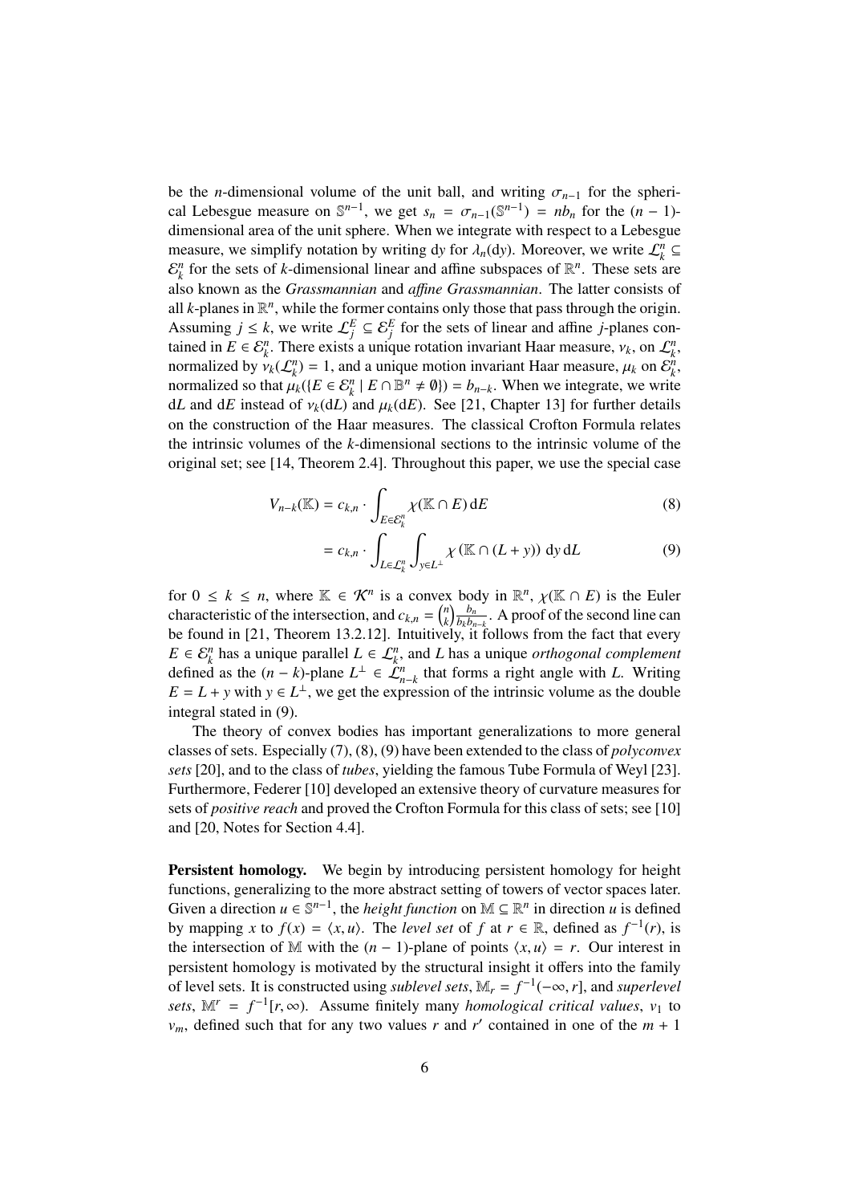be the $n$-dimensional volume of the unit ball, and writing $\sigma_{n-1}$ for the spherical Lebesgue measure on $\mathbb{S}^{n-1}$, we get $s_n = \sigma_{n-1}(\mathbb{S}^{n-1}) = nb_n$ for the $(n-1)$-dimensional area of the unit sphere. When we integrate with respect to a Lebesgue measure, we simplify notation by writing $\mathrm{d}y$ for $\lambda_n(\mathrm{d}y)$. Moreover, we write $\mathcal{L}_k^n \subseteq \mathcal{E}_k^n$ for the sets of $k$-dimensional linear and affine subspaces of $\mathbb{R}^n$. These sets are also known as the *Grassmannian* and *affine Grassmannian*. The latter consists of all $k$-planes in $\mathbb{R}^n$, while the former contains only those that pass through the origin. Assuming $j \leq k$, we write $\mathcal{L}_j^E \subseteq \mathcal{E}_j^E$ for the sets of linear and affine $j$-planes contained in $E \in \mathcal{E}_k^n$. There exists a unique rotation invariant Haar measure, $\nu_k$, on $\mathcal{L}_k^n$, normalized by $\nu_k(\mathcal{L}_k^n) = 1$, and a unique motion invariant Haar measure, $\mu_k$ on $\mathcal{E}_k^n$, normalized so that $\mu_k(\{E \in \mathcal{E}_k^n \mid E \cap \mathbb{B}^n \neq \emptyset\}) = b_{n-k}$. When we integrate, we write $\mathrm{d}L$ and $\mathrm{d}E$ instead of $\nu_k(\mathrm{d}L)$ and $\mu_k(\mathrm{d}E)$. See [21, Chapter 13] for further details on the construction of the Haar measures. The classical Crofton Formula relates the intrinsic volumes of the $k$-dimensional sections to the intrinsic volume of the original set; see [14, Theorem 2.4]. Throughout this paper, we use the special case

$$V_{n-k}(\mathbb{K}) = c_{k,n} \cdot \int_{E \in \mathcal{E}_k^n} \chi(\mathbb{K} \cap E)\, \mathrm{d}E \tag{8}$$

$$= c_{k,n} \cdot \int_{L \in \mathcal{L}_k^n} \int_{y \in L^\perp} \chi\left(\mathbb{K} \cap (L + y)\right)\, \mathrm{d}y\, \mathrm{d}L \tag{9}$$

for $0 \leq k \leq n$, where $\mathbb{K} \in \mathcal{K}^n$ is a convex body in $\mathbb{R}^n$, $\chi(\mathbb{K} \cap E)$ is the Euler characteristic of the intersection, and $c_{k,n} = \binom{n}{k} \frac{b_n}{b_k b_{n-k}}$. A proof of the second line can be found in [21, Theorem 13.2.12]. Intuitively, it follows from the fact that every $E \in \mathcal{E}_k^n$ has a unique parallel $L \in \mathcal{L}_k^n$, and $L$ has a unique *orthogonal complement* defined as the $(n-k)$-plane $L^\perp \in \mathcal{L}_{n-k}^n$ that forms a right angle with $L$. Writing $E = L + y$ with $y \in L^\perp$, we get the expression of the intrinsic volume as the double integral stated in (9).

The theory of convex bodies has important generalizations to more general classes of sets. Especially (7), (8), (9) have been extended to the class of *polyconvex sets* [20], and to the class of *tubes*, yielding the famous Tube Formula of Weyl [23]. Furthermore, Federer [10] developed an extensive theory of curvature measures for sets of *positive reach* and proved the Crofton Formula for this class of sets; see [10] and [20, Notes for Section 4.4].

**Persistent homology.** We begin by introducing persistent homology for height functions, generalizing to the more abstract setting of towers of vector spaces later. Given a direction $u \in \mathbb{S}^{n-1}$, the *height function* on $\mathbb{M} \subseteq \mathbb{R}^n$ in direction $u$ is defined by mapping $x$ to $f(x) = \langle x, u \rangle$. The *level set* of $f$ at $r \in \mathbb{R}$, defined as $f^{-1}(r)$, is the intersection of $\mathbb{M}$ with the $(n-1)$-plane of points $\langle x, u \rangle = r$. Our interest in persistent homology is motivated by the structural insight it offers into the family of level sets. It is constructed using *sublevel sets*, $\mathbb{M}_r = f^{-1}(-\infty, r]$, and *superlevel sets*, $\mathbb{M}^r = f^{-1}[r, \infty)$. Assume finitely many *homological critical values*, $v_1$ to $v_m$, defined such that for any two values $r$ and $r'$ contained in one of the $m+1$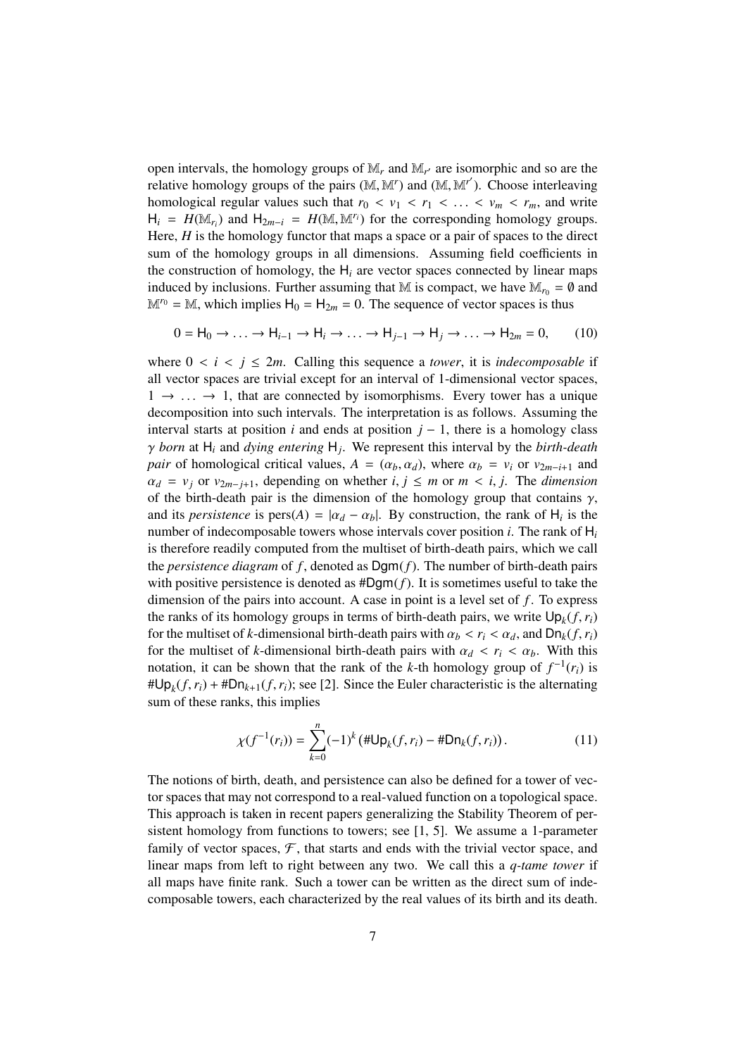open intervals, the homology groups of $\mathbb{M}_r$ and $\mathbb{M}_{r'}$ are isomorphic and so are the relative homology groups of the pairs $(\mathbb{M}, \mathbb{M}^r)$ and $(\mathbb{M}, \mathbb{M}^{r'})$. Choose interleaving homological regular values such that $r_0 < v_1 < r_1 < \ldots < v_m < r_m$, and write $\mathsf{H}_i = H(\mathbb{M}_{r_i})$ and $\mathsf{H}_{2m-i} = H(\mathbb{M}, \mathbb{M}^{r_i})$ for the corresponding homology groups. Here, $H$ is the homology functor that maps a space or a pair of spaces to the direct sum of the homology groups in all dimensions. Assuming field coefficients in the construction of homology, the $\mathsf{H}_i$ are vector spaces connected by linear maps induced by inclusions. Further assuming that $\mathbb{M}$ is compact, we have $\mathbb{M}_{r_0} = \emptyset$ and $\mathbb{M}^{r_0} = \mathbb{M}$, which implies $\mathsf{H}_0 = \mathsf{H}_{2m} = 0$. The sequence of vector spaces is thus

$$0 = \mathsf{H}_0 \to \ldots \to \mathsf{H}_{i-1} \to \mathsf{H}_i \to \ldots \to \mathsf{H}_{j-1} \to \mathsf{H}_j \to \ldots \to \mathsf{H}_{2m} = 0, \qquad (10)$$

where $0 < i < j \leq 2m$. Calling this sequence a *tower*, it is *indecomposable* if all vector spaces are trivial except for an interval of 1-dimensional vector spaces, $1 \to \ldots \to 1$, that are connected by isomorphisms. Every tower has a unique decomposition into such intervals. The interpretation is as follows. Assuming the interval starts at position $i$ and ends at position $j-1$, there is a homology class $\gamma$ *born* at $\mathsf{H}_i$ and *dying entering* $\mathsf{H}_j$. We represent this interval by the *birth-death pair* of homological critical values, $A = (\alpha_b, \alpha_d)$, where $\alpha_b = v_i$ or $v_{2m-i+1}$ and $\alpha_d = v_j$ or $v_{2m-j+1}$, depending on whether $i, j \leq m$ or $m < i, j$. The *dimension* of the birth-death pair is the dimension of the homology group that contains $\gamma$, and its *persistence* is $\mathrm{pers}(A) = |\alpha_d - \alpha_b|$. By construction, the rank of $\mathsf{H}_i$ is the number of indecomposable towers whose intervals cover position $i$. The rank of $\mathsf{H}_i$ is therefore readily computed from the multiset of birth-death pairs, which we call the *persistence diagram* of $f$, denoted as $\mathsf{Dgm}(f)$. The number of birth-death pairs with positive persistence is denoted as $\#\mathsf{Dgm}(f)$. It is sometimes useful to take the dimension of the pairs into account. A case in point is a level set of $f$. To express the ranks of its homology groups in terms of birth-death pairs, we write $\mathsf{Up}_k(f, r_i)$ for the multiset of $k$-dimensional birth-death pairs with $\alpha_b < r_i < \alpha_d$, and $\mathsf{Dn}_k(f, r_i)$ for the multiset of $k$-dimensional birth-death pairs with $\alpha_d < r_i < \alpha_b$. With this notation, it can be shown that the rank of the $k$-th homology group of $f^{-1}(r_i)$ is $\#\mathsf{Up}_k(f, r_i) + \#\mathsf{Dn}_{k+1}(f, r_i)$; see [2]. Since the Euler characteristic is the alternating sum of these ranks, this implies

$$\chi(f^{-1}(r_i)) = \sum_{k=0}^{n} (-1)^k \left(\#\mathsf{Up}_k(f, r_i) - \#\mathsf{Dn}_k(f, r_i)\right). \qquad (11)$$

The notions of birth, death, and persistence can also be defined for a tower of vector spaces that may not correspond to a real-valued function on a topological space. This approach is taken in recent papers generalizing the Stability Theorem of persistent homology from functions to towers; see [1, 5]. We assume a 1-parameter family of vector spaces, $\mathcal{F}$, that starts and ends with the trivial vector space, and linear maps from left to right between any two. We call this a *q-tame tower* if all maps have finite rank. Such a tower can be written as the direct sum of indecomposable towers, each characterized by the real values of its birth and its death.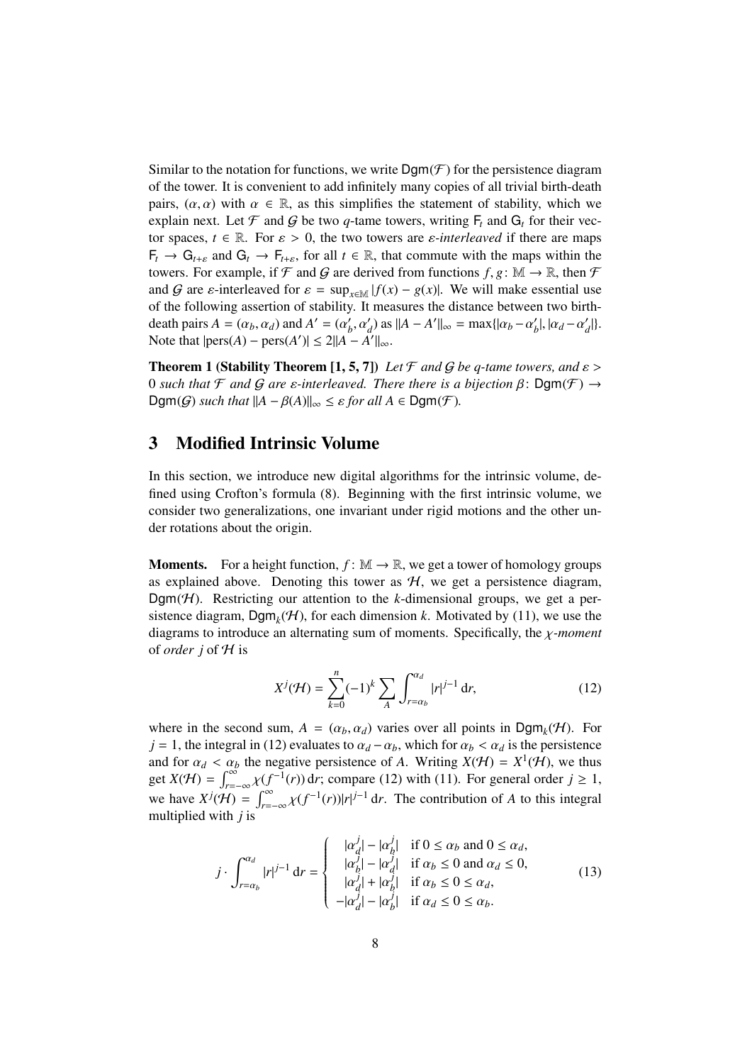Similar to the notation for functions, we write $\mathsf{Dgm}(\mathcal{F})$ for the persistence diagram of the tower. It is convenient to add infinitely many copies of all trivial birth-death pairs, $(\alpha, \alpha)$ with $\alpha \in \mathbb{R}$, as this simplifies the statement of stability, which we explain next. Let $\mathcal{F}$ and $\mathcal{G}$ be two $q$-tame towers, writing $\mathsf{F}_t$ and $\mathsf{G}_t$ for their vector spaces, $t \in \mathbb{R}$. For $\varepsilon > 0$, the two towers are *$\varepsilon$-interleaved* if there are maps $\mathsf{F}_t \to \mathsf{G}_{t+\varepsilon}$ and $\mathsf{G}_t \to \mathsf{F}_{t+\varepsilon}$, for all $t \in \mathbb{R}$, that commute with the maps within the towers. For example, if $\mathcal{F}$ and $\mathcal{G}$ are derived from functions $f, g \colon \mathbb{M} \to \mathbb{R}$, then $\mathcal{F}$ and $\mathcal{G}$ are $\varepsilon$-interleaved for $\varepsilon = \sup_{x \in \mathbb{M}} |f(x) - g(x)|$. We will make essential use of the following assertion of stability. It measures the distance between two birth-death pairs $A = (\alpha_b, \alpha_d)$ and $A' = (\alpha'_b, \alpha'_d)$ as $\|A - A'\|_\infty = \max\{|\alpha_b - \alpha'_b|, |\alpha_d - \alpha'_d|\}$. Note that $|\mathrm{pers}(A) - \mathrm{pers}(A')| \leq 2\|A - A'\|_\infty$.

**Theorem 1 (Stability Theorem [1, 5, 7])** *Let $\mathcal{F}$ and $\mathcal{G}$ be $q$-tame towers, and $\varepsilon > 0$ such that $\mathcal{F}$ and $\mathcal{G}$ are $\varepsilon$-interleaved. There there is a bijection $\beta \colon \mathsf{Dgm}(\mathcal{F}) \to \mathsf{Dgm}(\mathcal{G})$ such that $\|A - \beta(A)\|_\infty \leq \varepsilon$ for all $A \in \mathsf{Dgm}(\mathcal{F})$.*

## 3 Modified Intrinsic Volume

In this section, we introduce new digital algorithms for the intrinsic volume, defined using Crofton's formula (8). Beginning with the first intrinsic volume, we consider two generalizations, one invariant under rigid motions and the other under rotations about the origin.

**Moments.** For a height function, $f \colon \mathbb{M} \to \mathbb{R}$, we get a tower of homology groups as explained above. Denoting this tower as $\mathcal{H}$, we get a persistence diagram, $\mathsf{Dgm}(\mathcal{H})$. Restricting our attention to the $k$-dimensional groups, we get a persistence diagram, $\mathsf{Dgm}_k(\mathcal{H})$, for each dimension $k$. Motivated by (11), we use the diagrams to introduce an alternating sum of moments. Specifically, the *$\chi$-moment* of *order $j$* of $\mathcal{H}$ is

$$X^j(\mathcal{H}) = \sum_{k=0}^{n} (-1)^k \sum_A \int_{r=\alpha_b}^{\alpha_d} |r|^{j-1} \, \mathrm{d}r, \tag{12}$$

where in the second sum, $A = (\alpha_b, \alpha_d)$ varies over all points in $\mathsf{Dgm}_k(\mathcal{H})$. For $j = 1$, the integral in (12) evaluates to $\alpha_d - \alpha_b$, which for $\alpha_b < \alpha_d$ is the persistence and for $\alpha_d < \alpha_b$ the negative persistence of $A$. Writing $X(\mathcal{H}) = X^1(\mathcal{H})$, we thus get $X(\mathcal{H}) = \int_{r=-\infty}^{\infty} \chi(f^{-1}(r)) \, \mathrm{d}r$; compare (12) with (11). For general order $j \geq 1$, we have $X^j(\mathcal{H}) = \int_{r=-\infty}^{\infty} \chi(f^{-1}(r)) |r|^{j-1} \, \mathrm{d}r$. The contribution of $A$ to this integral multiplied with $j$ is

$$j \cdot \int_{r=\alpha_b}^{\alpha_d} |r|^{j-1} \, \mathrm{d}r = \begin{cases} |\alpha_d^j| - |\alpha_b^j| & \text{if } 0 \leq \alpha_b \text{ and } 0 \leq \alpha_d, \\ |\alpha_b^j| - |\alpha_d^j| & \text{if } \alpha_b \leq 0 \text{ and } \alpha_d \leq 0, \\ |\alpha_d^j| + |\alpha_b^j| & \text{if } \alpha_b \leq 0 \leq \alpha_d, \\ -|\alpha_d^j| - |\alpha_b^j| & \text{if } \alpha_d \leq 0 \leq \alpha_b. \end{cases} \tag{13}$$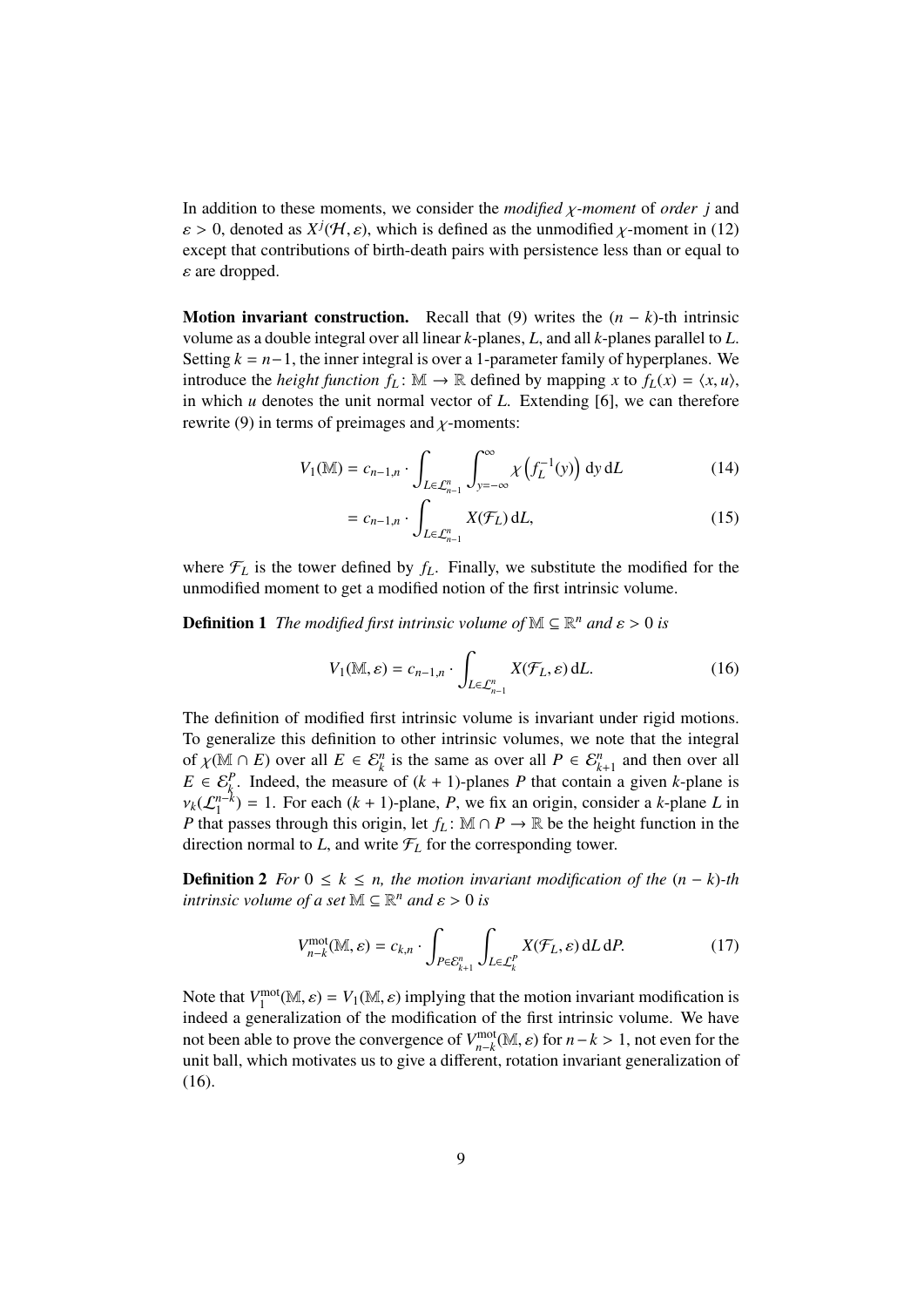In addition to these moments, we consider the *modified $\chi$-moment* of *order* $j$ and $\varepsilon > 0$, denoted as $X^j(\mathcal{H}, \varepsilon)$, which is defined as the unmodified $\chi$-moment in (12) except that contributions of birth-death pairs with persistence less than or equal to $\varepsilon$ are dropped.

**Motion invariant construction.** Recall that (9) writes the $(n-k)$-th intrinsic volume as a double integral over all linear $k$-planes, $L$, and all $k$-planes parallel to $L$. Setting $k = n-1$, the inner integral is over a 1-parameter family of hyperplanes. We introduce the *height function* $f_L \colon \mathbb{M} \to \mathbb{R}$ defined by mapping $x$ to $f_L(x) = \langle x, u \rangle$, in which $u$ denotes the unit normal vector of $L$. Extending [6], we can therefore rewrite (9) in terms of preimages and $\chi$-moments:

$$V_1(\mathbb{M}) = c_{n-1,n} \cdot \int_{L \in \mathcal{L}^n_{n-1}} \int_{y=-\infty}^{\infty} \chi\left(f_L^{-1}(y)\right) \, \mathrm{d}y \, \mathrm{d}L \tag{14}$$

$$= c_{n-1,n} \cdot \int_{L \in \mathcal{L}^n_{n-1}} X(\mathcal{F}_L) \, \mathrm{d}L, \tag{15}$$

where $\mathcal{F}_L$ is the tower defined by $f_L$. Finally, we substitute the modified for the unmodified moment to get a modified notion of the first intrinsic volume.

**Definition 1** *The modified first intrinsic volume of $\mathbb{M} \subseteq \mathbb{R}^n$ and $\varepsilon > 0$ is*

$$V_1(\mathbb{M}, \varepsilon) = c_{n-1,n} \cdot \int_{L \in \mathcal{L}^n_{n-1}} X(\mathcal{F}_L, \varepsilon) \, \mathrm{d}L. \tag{16}$$

The definition of modified first intrinsic volume is invariant under rigid motions. To generalize this definition to other intrinsic volumes, we note that the integral of $\chi(\mathbb{M} \cap E)$ over all $E \in \mathcal{E}^n_k$ is the same as over all $P \in \mathcal{E}^n_{k+1}$ and then over all $E \in \mathcal{E}^P_k$. Indeed, the measure of $(k+1)$-planes $P$ that contain a given $k$-plane is $\nu_k(\mathcal{L}^{n-k}_1) = 1$. For each $(k+1)$-plane, $P$, we fix an origin, consider a $k$-plane $L$ in $P$ that passes through this origin, let $f_L \colon \mathbb{M} \cap P \to \mathbb{R}$ be the height function in the direction normal to $L$, and write $\mathcal{F}_L$ for the corresponding tower.

**Definition 2** *For $0 \leq k \leq n$, the motion invariant modification of the $(n-k)$-th intrinsic volume of a set $\mathbb{M} \subseteq \mathbb{R}^n$ and $\varepsilon > 0$ is*

$$V^{\mathrm{mot}}_{n-k}(\mathbb{M}, \varepsilon) = c_{k,n} \cdot \int_{P \in \mathcal{E}^n_{k+1}} \int_{L \in \mathcal{L}^P_k} X(\mathcal{F}_L, \varepsilon) \, \mathrm{d}L \, \mathrm{d}P. \tag{17}$$

Note that $V^{\mathrm{mot}}_1(\mathbb{M}, \varepsilon) = V_1(\mathbb{M}, \varepsilon)$ implying that the motion invariant modification is indeed a generalization of the modification of the first intrinsic volume. We have not been able to prove the convergence of $V^{\mathrm{mot}}_{n-k}(\mathbb{M}, \varepsilon)$ for $n-k > 1$, not even for the unit ball, which motivates us to give a different, rotation invariant generalization of (16).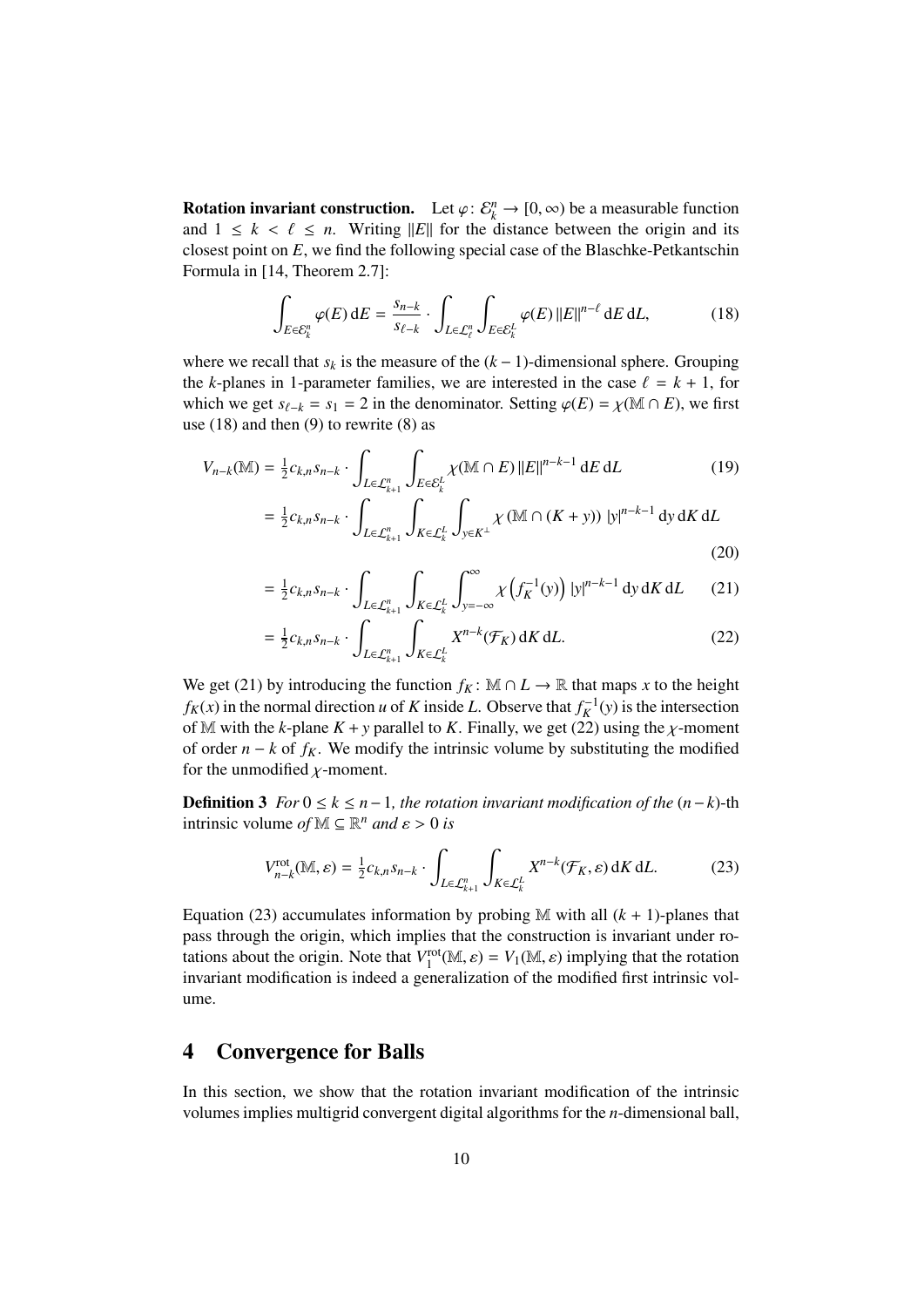**Rotation invariant construction.** Let $\varphi\colon \mathcal{E}_k^n \to [0,\infty)$ be a measurable function and $1 \leq k < \ell \leq n$. Writing $\|E\|$ for the distance between the origin and its closest point on $E$, we find the following special case of the Blaschke-Petkantschin Formula in [14, Theorem 2.7]:

$$\int_{E\in\mathcal{E}_k^n} \varphi(E)\,\mathrm{d}E = \frac{s_{n-k}}{s_{\ell-k}} \cdot \int_{L\in\mathcal{L}_\ell^n} \int_{E\in\mathcal{E}_k^L} \varphi(E)\,\|E\|^{n-\ell}\,\mathrm{d}E\,\mathrm{d}L, \tag{18}$$

where we recall that $s_k$ is the measure of the $(k-1)$-dimensional sphere. Grouping the $k$-planes in 1-parameter families, we are interested in the case $\ell = k+1$, for which we get $s_{\ell-k} = s_1 = 2$ in the denominator. Setting $\varphi(E) = \chi(\mathbb{M}\cap E)$, we first use (18) and then (9) to rewrite (8) as

$$V_{n-k}(\mathbb{M}) = \tfrac{1}{2}c_{k,n}s_{n-k} \cdot \int_{L\in\mathcal{L}_{k+1}^n} \int_{E\in\mathcal{E}_k^L} \chi(\mathbb{M}\cap E)\,\|E\|^{n-k-1}\,\mathrm{d}E\,\mathrm{d}L \tag{19}$$

$$= \tfrac{1}{2}c_{k,n}s_{n-k} \cdot \int_{L\in\mathcal{L}_{k+1}^n} \int_{K\in\mathcal{L}_k^L} \int_{y\in K^\perp} \chi\left(\mathbb{M}\cap(K+y)\right)\,|y|^{n-k-1}\,\mathrm{d}y\,\mathrm{d}K\,\mathrm{d}L \tag{20}$$

$$= \tfrac{1}{2}c_{k,n}s_{n-k} \cdot \int_{L\in\mathcal{L}_{k+1}^n} \int_{K\in\mathcal{L}_k^L} \int_{y=-\infty}^{\infty} \chi\left(f_K^{-1}(y)\right)\,|y|^{n-k-1}\,\mathrm{d}y\,\mathrm{d}K\,\mathrm{d}L \tag{21}$$

$$= \tfrac{1}{2}c_{k,n}s_{n-k} \cdot \int_{L\in\mathcal{L}_{k+1}^n} \int_{K\in\mathcal{L}_k^L} X^{n-k}(\mathcal{F}_K)\,\mathrm{d}K\,\mathrm{d}L. \tag{22}$$

We get (21) by introducing the function $f_K\colon \mathbb{M}\cap L \to \mathbb{R}$ that maps $x$ to the height $f_K(x)$ in the normal direction $u$ of $K$ inside $L$. Observe that $f_K^{-1}(y)$ is the intersection of $\mathbb{M}$ with the $k$-plane $K+y$ parallel to $K$. Finally, we get (22) using the $\chi$-moment of order $n-k$ of $f_K$. We modify the intrinsic volume by substituting the modified for the unmodified $\chi$-moment.

**Definition 3** *For $0 \leq k \leq n-1$, the rotation invariant modification of the $(n-k)$-th* intrinsic volume *of $\mathbb{M}\subseteq\mathbb{R}^n$ and $\varepsilon > 0$ is*

$$V_{n-k}^{\mathrm{rot}}(\mathbb{M},\varepsilon) = \tfrac{1}{2}c_{k,n}s_{n-k} \cdot \int_{L\in\mathcal{L}_{k+1}^n} \int_{K\in\mathcal{L}_k^L} X^{n-k}(\mathcal{F}_K,\varepsilon)\,\mathrm{d}K\,\mathrm{d}L. \tag{23}$$

Equation (23) accumulates information by probing $\mathbb{M}$ with all $(k+1)$-planes that pass through the origin, which implies that the construction is invariant under rotations about the origin. Note that $V_1^{\mathrm{rot}}(\mathbb{M},\varepsilon) = V_1(\mathbb{M},\varepsilon)$ implying that the rotation invariant modification is indeed a generalization of the modified first intrinsic volume.

## 4 Convergence for Balls

In this section, we show that the rotation invariant modification of the intrinsic volumes implies multigrid convergent digital algorithms for the $n$-dimensional ball,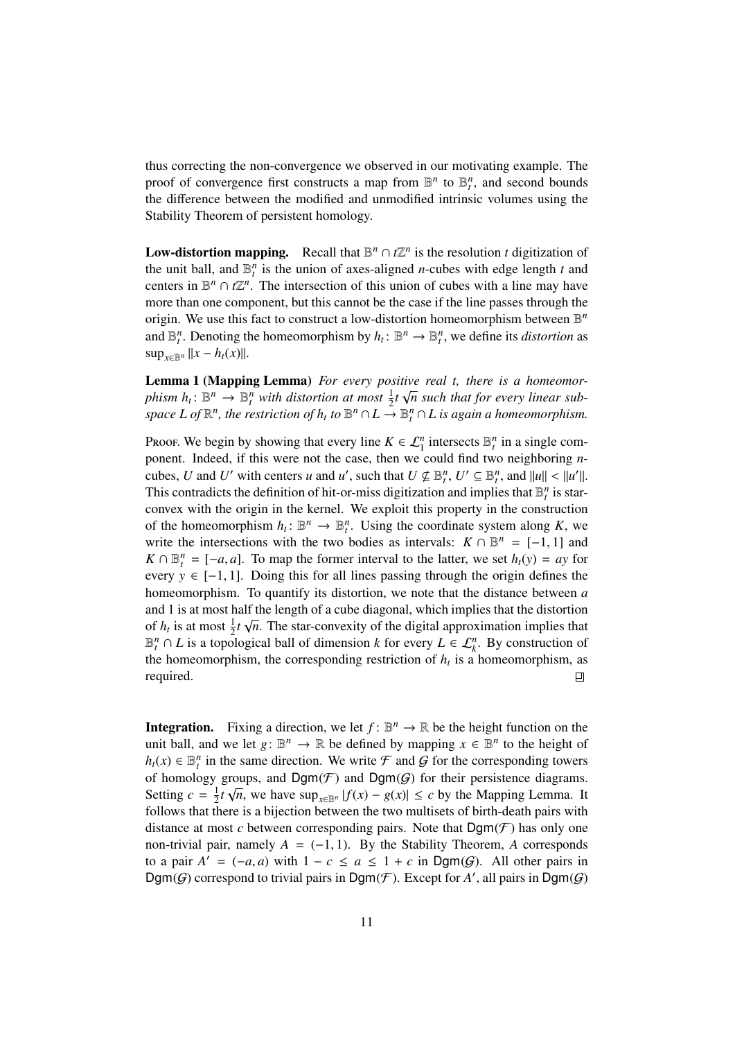thus correcting the non-convergence we observed in our motivating example. The proof of convergence first constructs a map from $\mathbb{B}^n$ to $\mathbb{B}^n_t$, and second bounds the difference between the modified and unmodified intrinsic volumes using the Stability Theorem of persistent homology.

**Low-distortion mapping.** Recall that $\mathbb{B}^n \cap t\mathbb{Z}^n$ is the resolution $t$ digitization of the unit ball, and $\mathbb{B}^n_t$ is the union of axes-aligned $n$-cubes with edge length $t$ and centers in $\mathbb{B}^n \cap t\mathbb{Z}^n$. The intersection of this union of cubes with a line may have more than one component, but this cannot be the case if the line passes through the origin. We use this fact to construct a low-distortion homeomorphism between $\mathbb{B}^n$ and $\mathbb{B}^n_t$. Denoting the homeomorphism by $h_t \colon \mathbb{B}^n \to \mathbb{B}^n_t$, we define its *distortion* as $\sup_{x \in \mathbb{B}^n} \|x - h_t(x)\|$.

**Lemma 1 (Mapping Lemma)** *For every positive real $t$, there is a homeomorphism $h_t \colon \mathbb{B}^n \to \mathbb{B}^n_t$ with distortion at most $\frac{1}{2}t\sqrt{n}$ such that for every linear subspace $L$ of $\mathbb{R}^n$, the restriction of $h_t$ to $\mathbb{B}^n \cap L \to \mathbb{B}^n_t \cap L$ is again a homeomorphism.*

Proof. We begin by showing that every line $K \in \mathcal{L}^n_1$ intersects $\mathbb{B}^n_t$ in a single component. Indeed, if this were not the case, then we could find two neighboring $n$-cubes, $U$ and $U'$ with centers $u$ and $u'$, such that $U \not\subseteq \mathbb{B}^n_t$, $U' \subseteq \mathbb{B}^n_t$, and $\|u\| < \|u'\|$. This contradicts the definition of hit-or-miss digitization and implies that $\mathbb{B}^n_t$ is star-convex with the origin in the kernel. We exploit this property in the construction of the homeomorphism $h_t \colon \mathbb{B}^n \to \mathbb{B}^n_t$. Using the coordinate system along $K$, we write the intersections with the two bodies as intervals: $K \cap \mathbb{B}^n = [-1, 1]$ and $K \cap \mathbb{B}^n_t = [-a, a]$. To map the former interval to the latter, we set $h_t(y) = ay$ for every $y \in [-1, 1]$. Doing this for all lines passing through the origin defines the homeomorphism. To quantify its distortion, we note that the distance between $a$ and 1 is at most half the length of a cube diagonal, which implies that the distortion of $h_t$ is at most $\frac{1}{2}t\sqrt{n}$. The star-convexity of the digital approximation implies that $\mathbb{B}^n_t \cap L$ is a topological ball of dimension $k$ for every $L \in \mathcal{L}^n_k$. By construction of the homeomorphism, the corresponding restriction of $h_t$ is a homeomorphism, as required. ◻

**Integration.** Fixing a direction, we let $f \colon \mathbb{B}^n \to \mathbb{R}$ be the height function on the unit ball, and we let $g \colon \mathbb{B}^n \to \mathbb{R}$ be defined by mapping $x \in \mathbb{B}^n$ to the height of $h_t(x) \in \mathbb{B}^n_t$ in the same direction. We write $\mathcal{F}$ and $\mathcal{G}$ for the corresponding towers of homology groups, and $\mathsf{Dgm}(\mathcal{F})$ and $\mathsf{Dgm}(\mathcal{G})$ for their persistence diagrams. Setting $c = \frac{1}{2}t\sqrt{n}$, we have $\sup_{x \in \mathbb{B}^n} |f(x) - g(x)| \leq c$ by the Mapping Lemma. It follows that there is a bijection between the two multisets of birth-death pairs with distance at most $c$ between corresponding pairs. Note that $\mathsf{Dgm}(\mathcal{F})$ has only one non-trivial pair, namely $A = (-1, 1)$. By the Stability Theorem, $A$ corresponds to a pair $A' = (-a, a)$ with $1 - c \leq a \leq 1 + c$ in $\mathsf{Dgm}(\mathcal{G})$. All other pairs in $\mathsf{Dgm}(\mathcal{G})$ correspond to trivial pairs in $\mathsf{Dgm}(\mathcal{F})$. Except for $A'$, all pairs in $\mathsf{Dgm}(\mathcal{G})$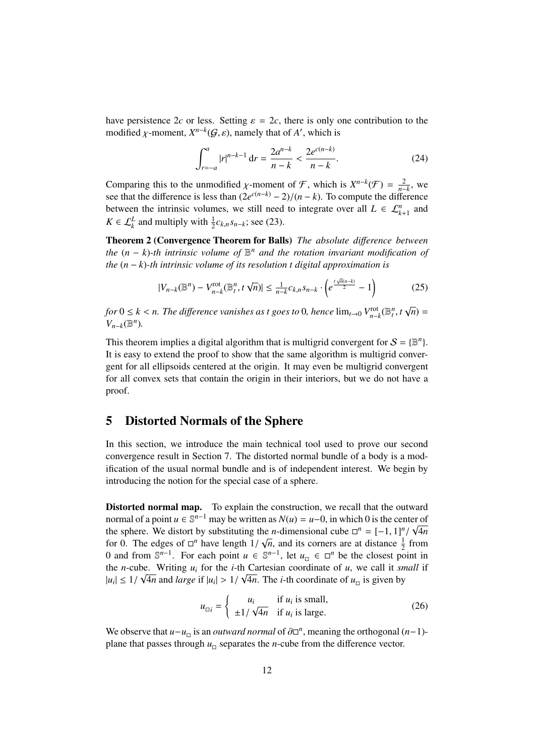have persistence $2c$ or less. Setting $\varepsilon = 2c$, there is only one contribution to the modified $\chi$-moment, $X^{n-k}(\mathcal{G}, \varepsilon)$, namely that of $A'$, which is

$$\int_{r=-a}^{a} |r|^{n-k-1} \, \mathrm{d}r = \frac{2a^{n-k}}{n-k} < \frac{2e^{c(n-k)}}{n-k}. \tag{24}$$

Comparing this to the unmodified $\chi$-moment of $\mathcal{F}$, which is $X^{n-k}(\mathcal{F}) = \frac{2}{n-k}$, we see that the difference is less than $(2e^{c(n-k)} - 2)/(n-k)$. To compute the difference between the intrinsic volumes, we still need to integrate over all $L \in \mathcal{L}_{k+1}^n$ and $K \in \mathcal{L}_k^L$ and multiply with $\frac{1}{2} c_{k,n} s_{n-k}$; see (23).

**Theorem 2 (Convergence Theorem for Balls)** *The absolute difference between the $(n-k)$-th intrinsic volume of $\mathbb{B}^n$ and the rotation invariant modification of the $(n-k)$-th intrinsic volume of its resolution $t$ digital approximation is*

$$|V_{n-k}(\mathbb{B}^n) - V_{n-k}^{\mathrm{rot}}(\mathbb{B}_t^n, t\sqrt{n})| \leq \tfrac{1}{n-k} c_{k,n} s_{n-k} \cdot \left( e^{\frac{t\sqrt{n}(n-k)}{2}} - 1 \right) \tag{25}$$

*for $0 \leq k < n$. The difference vanishes as $t$ goes to $0$, hence $\lim_{t \to 0} V_{n-k}^{\mathrm{rot}}(\mathbb{B}_t^n, t\sqrt{n}) = V_{n-k}(\mathbb{B}^n)$.*

This theorem implies a digital algorithm that is multigrid convergent for $\mathcal{S} = \{\mathbb{B}^n\}$. It is easy to extend the proof to show that the same algorithm is multigrid convergent for all ellipsoids centered at the origin. It may even be multigrid convergent for all convex sets that contain the origin in their interiors, but we do not have a proof.

## 5 Distorted Normals of the Sphere

In this section, we introduce the main technical tool used to prove our second convergence result in Section 7. The distorted normal bundle of a body is a modification of the usual normal bundle and is of independent interest. We begin by introducing the notion for the special case of a sphere.

**Distorted normal map.** To explain the construction, we recall that the outward normal of a point $u \in \mathbb{S}^{n-1}$ may be written as $N(u) = u - 0$, in which $0$ is the center of the sphere. We distort by substituting the $n$-dimensional cube $\square^n = [-1, 1]^n / \sqrt{4n}$ for $0$. The edges of $\square^n$ have length $1/\sqrt{n}$, and its corners are at distance $\frac{1}{2}$ from $0$ and from $\mathbb{S}^{n-1}$. For each point $u \in \mathbb{S}^{n-1}$, let $u_\square \in \square^n$ be the closest point in the $n$-cube. Writing $u_i$ for the $i$-th Cartesian coordinate of $u$, we call it *small* if $|u_i| \leq 1/\sqrt{4n}$ and *large* if $|u_i| > 1/\sqrt{4n}$. The $i$-th coordinate of $u_\square$ is given by

$$u_{\square i} = \begin{cases} u_i & \text{if } u_i \text{ is small,} \\ \pm 1/\sqrt{4n} & \text{if } u_i \text{ is large.} \end{cases} \tag{26}$$

We observe that $u - u_\square$ is an *outward normal* of $\partial \square^n$, meaning the orthogonal $(n-1)$-plane that passes through $u_\square$ separates the $n$-cube from the difference vector.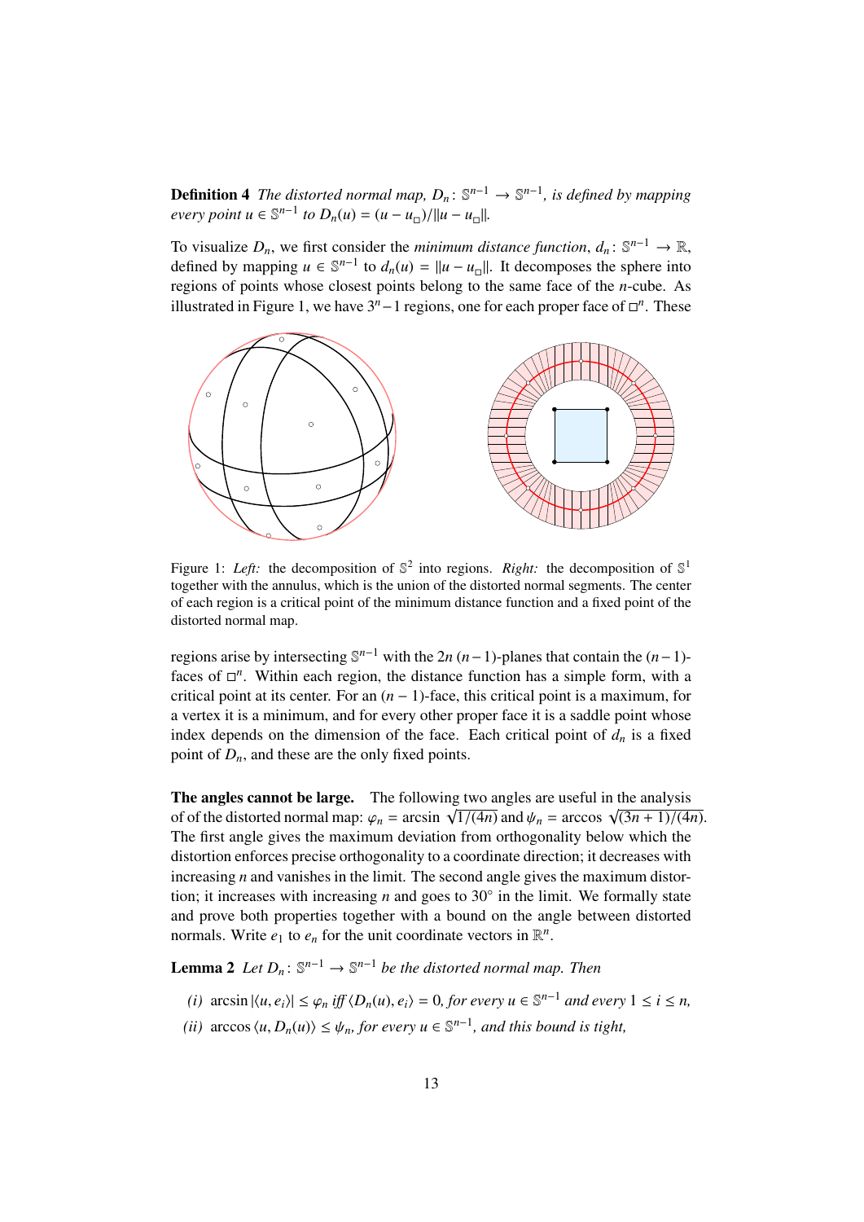**Definition 4** *The distorted normal map, $D_n \colon \mathbb{S}^{n-1} \to \mathbb{S}^{n-1}$, is defined by mapping every point $u \in \mathbb{S}^{n-1}$ to $D_n(u) = (u - u_\square)/\|u - u_\square\|$.*

To visualize $D_n$, we first consider the *minimum distance function*, $d_n \colon \mathbb{S}^{n-1} \to \mathbb{R}$, defined by mapping $u \in \mathbb{S}^{n-1}$ to $d_n(u) = \|u - u_\square\|$. It decomposes the sphere into regions of points whose closest points belong to the same face of the $n$-cube. As illustrated in Figure 1, we have $3^n - 1$ regions, one for each proper face of $\square^n$. These

Figure 1: *Left:* the decomposition of $\mathbb{S}^2$ into regions. *Right:* the decomposition of $\mathbb{S}^1$ together with the annulus, which is the union of the distorted normal segments. The center of each region is a critical point of the minimum distance function and a fixed point of the distorted normal map.

regions arise by intersecting $\mathbb{S}^{n-1}$ with the $2n$ $(n-1)$-planes that contain the $(n-1)$-faces of $\square^n$. Within each region, the distance function has a simple form, with a critical point at its center. For an $(n-1)$-face, this critical point is a maximum, for a vertex it is a minimum, and for every other proper face it is a saddle point whose index depends on the dimension of the face. Each critical point of $d_n$ is a fixed point of $D_n$, and these are the only fixed points.

**The angles cannot be large.** The following two angles are useful in the analysis of of the distorted normal map: $\varphi_n = \arcsin \sqrt{1/(4n)}$ and $\psi_n = \arccos \sqrt{(3n+1)/(4n)}$. The first angle gives the maximum deviation from orthogonality below which the distortion enforces precise orthogonality to a coordinate direction; it decreases with increasing $n$ and vanishes in the limit. The second angle gives the maximum distortion; it increases with increasing $n$ and goes to $30^\circ$ in the limit. We formally state and prove both properties together with a bound on the angle between distorted normals. Write $e_1$ to $e_n$ for the unit coordinate vectors in $\mathbb{R}^n$.

**Lemma 2** *Let $D_n \colon \mathbb{S}^{n-1} \to \mathbb{S}^{n-1}$ be the distorted normal map. Then*

*(i)* $\arcsin |\langle u, e_i \rangle| \leq \varphi_n$ *iff* $\langle D_n(u), e_i \rangle = 0$*, for every $u \in \mathbb{S}^{n-1}$ and every $1 \leq i \leq n$,*

*(ii)* $\arccos \langle u, D_n(u) \rangle \leq \psi_n$*, for every $u \in \mathbb{S}^{n-1}$, and this bound is tight,*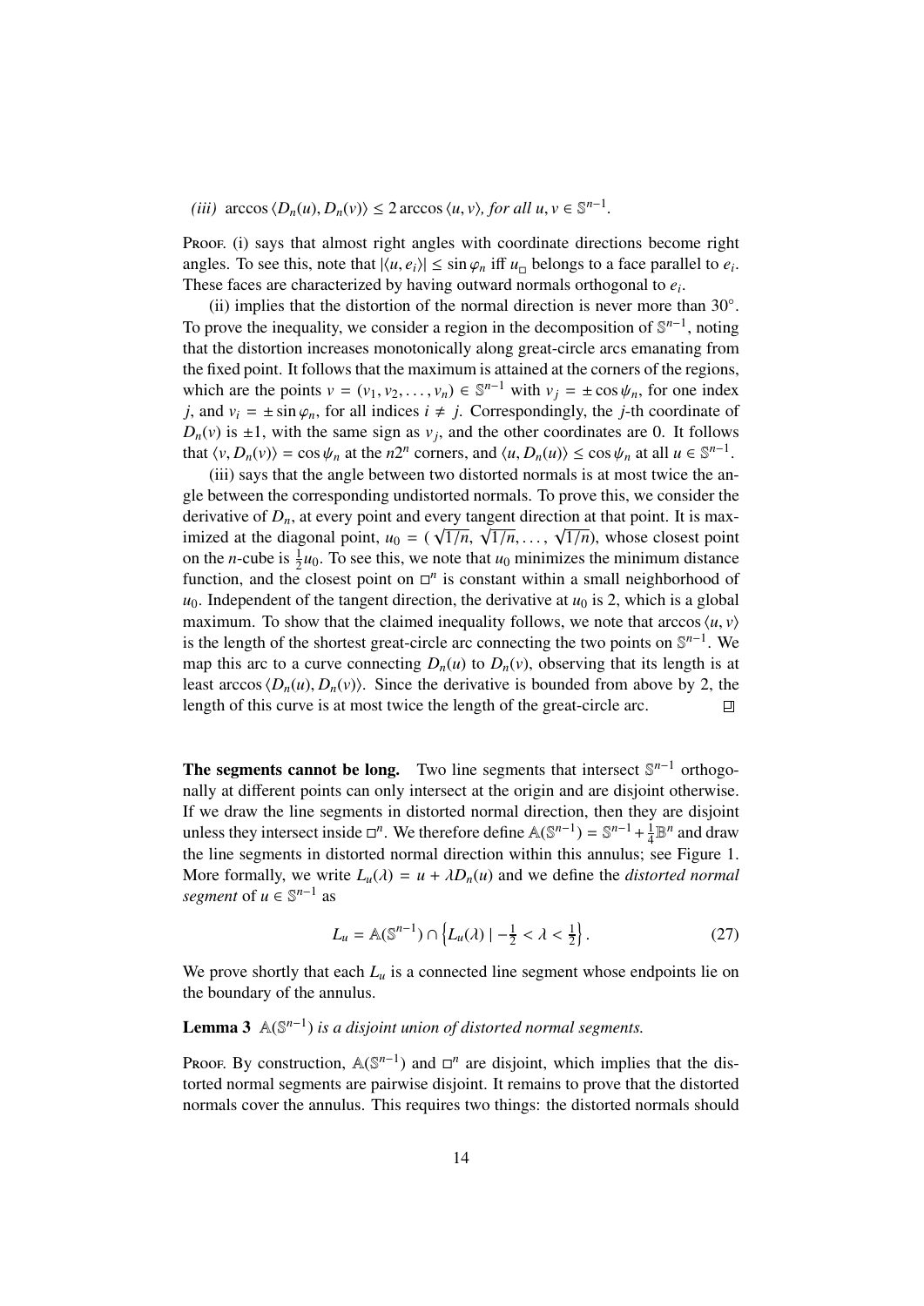*(iii)* $\arccos \langle D_n(u), D_n(v) \rangle \leq 2 \arccos \langle u, v \rangle$*, for all* $u, v \in \mathbb{S}^{n-1}$.

Proof. (i) says that almost right angles with coordinate directions become right angles. To see this, note that $|\langle u, e_i \rangle| \leq \sin \varphi_n$ iff $u_\square$ belongs to a face parallel to $e_i$. These faces are characterized by having outward normals orthogonal to $e_i$.

(ii) implies that the distortion of the normal direction is never more than $30^\circ$. To prove the inequality, we consider a region in the decomposition of $\mathbb{S}^{n-1}$, noting that the distortion increases monotonically along great-circle arcs emanating from the fixed point. It follows that the maximum is attained at the corners of the regions, which are the points $v = (v_1, v_2, \ldots, v_n) \in \mathbb{S}^{n-1}$ with $v_j = \pm \cos \psi_n$, for one index $j$, and $v_i = \pm \sin \varphi_n$, for all indices $i \neq j$. Correspondingly, the $j$-th coordinate of $D_n(v)$ is $\pm 1$, with the same sign as $v_j$, and the other coordinates are 0. It follows that $\langle v, D_n(v) \rangle = \cos \psi_n$ at the $n2^n$ corners, and $\langle u, D_n(u) \rangle \leq \cos \psi_n$ at all $u \in \mathbb{S}^{n-1}$.

(iii) says that the angle between two distorted normals is at most twice the angle between the corresponding undistorted normals. To prove this, we consider the derivative of $D_n$, at every point and every tangent direction at that point. It is maximized at the diagonal point, $u_0 = (\sqrt{1/n}, \sqrt{1/n}, \ldots, \sqrt{1/n})$, whose closest point on the $n$-cube is $\frac{1}{2}u_0$. To see this, we note that $u_0$ minimizes the minimum distance function, and the closest point on $\square^n$ is constant within a small neighborhood of $u_0$. Independent of the tangent direction, the derivative at $u_0$ is 2, which is a global maximum. To show that the claimed inequality follows, we note that $\arccos \langle u, v \rangle$ is the length of the shortest great-circle arc connecting the two points on $\mathbb{S}^{n-1}$. We map this arc to a curve connecting $D_n(u)$ to $D_n(v)$, observing that its length is at least $\arccos \langle D_n(u), D_n(v) \rangle$. Since the derivative is bounded from above by 2, the length of this curve is at most twice the length of the great-circle arc. ◻

**The segments cannot be long.** Two line segments that intersect $\mathbb{S}^{n-1}$ orthogonally at different points can only intersect at the origin and are disjoint otherwise. If we draw the line segments in distorted normal direction, then they are disjoint unless they intersect inside $\square^n$. We therefore define $\mathbb{A}(\mathbb{S}^{n-1}) = \mathbb{S}^{n-1} + \frac{1}{4}\mathbb{B}^n$ and draw the line segments in distorted normal direction within this annulus; see Figure 1. More formally, we write $L_u(\lambda) = u + \lambda D_n(u)$ and we define the *distorted normal segment* of $u \in \mathbb{S}^{n-1}$ as

$$L_u = \mathbb{A}(\mathbb{S}^{n-1}) \cap \left\{ L_u(\lambda) \mid -\tfrac{1}{2} < \lambda < \tfrac{1}{2} \right\}. \tag{27}$$

We prove shortly that each $L_u$ is a connected line segment whose endpoints lie on the boundary of the annulus.

**Lemma 3** *$\mathbb{A}(\mathbb{S}^{n-1})$ is a disjoint union of distorted normal segments.*

Proof. By construction, $\mathbb{A}(\mathbb{S}^{n-1})$ and $\square^n$ are disjoint, which implies that the distorted normal segments are pairwise disjoint. It remains to prove that the distorted normals cover the annulus. This requires two things: the distorted normals should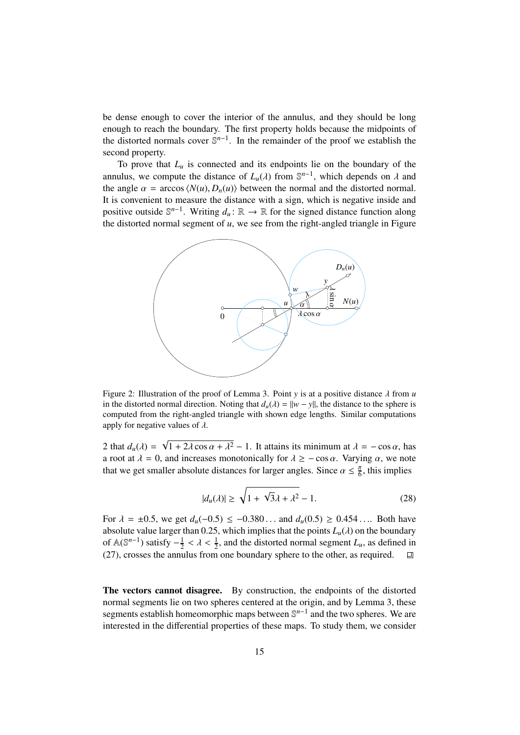be dense enough to cover the interior of the annulus, and they should be long enough to reach the boundary. The first property holds because the midpoints of the distorted normals cover $\mathbb{S}^{n-1}$. In the remainder of the proof we establish the second property.

To prove that $L_u$ is connected and its endpoints lie on the boundary of the annulus, we compute the distance of $L_u(\lambda)$ from $\mathbb{S}^{n-1}$, which depends on $\lambda$ and the angle $\alpha = \arccos \langle N(u), D_n(u) \rangle$ between the normal and the distorted normal. It is convenient to measure the distance with a sign, which is negative inside and positive outside $\mathbb{S}^{n-1}$. Writing $d_u \colon \mathbb{R} \to \mathbb{R}$ for the signed distance function along the distorted normal segment of $u$, we see from the right-angled triangle in Figure 2 that $d_u(\lambda) = \sqrt{1 + 2\lambda \cos \alpha + \lambda^2} - 1$. It attains its minimum at $\lambda = -\cos \alpha$, has a root at $\lambda = 0$, and increases monotonically for $\lambda \geq -\cos \alpha$. Varying $\alpha$, we note that we get smaller absolute distances for larger angles. Since $\alpha \leq \frac{\pi}{6}$, this implies

Figure 2: Illustration of the proof of Lemma 3. Point $y$ is at a positive distance $\lambda$ from $u$ in the distorted normal direction. Noting that $d_u(\lambda) = \|w - y\|$, the distance to the sphere is computed from the right-angled triangle with shown edge lengths. Similar computations apply for negative values of $\lambda$.

$$|d_u(\lambda)| \geq \sqrt{1 + \sqrt{3}\lambda + \lambda^2} - 1. \tag{28}$$

For $\lambda = \pm 0.5$, we get $d_u(-0.5) \leq -0.380\ldots$ and $d_u(0.5) \geq 0.454\ldots$. Both have absolute value larger than 0.25, which implies that the points $L_u(\lambda)$ on the boundary of $\mathbb{A}(\mathbb{S}^{n-1})$ satisfy $-\frac{1}{2} < \lambda < \frac{1}{2}$, and the distorted normal segment $L_u$, as defined in (27), crosses the annulus from one boundary sphere to the other, as required. ◽

**The vectors cannot disagree.** By construction, the endpoints of the distorted normal segments lie on two spheres centered at the origin, and by Lemma 3, these segments establish homeomorphic maps between $\mathbb{S}^{n-1}$ and the two spheres. We are interested in the differential properties of these maps. To study them, we consider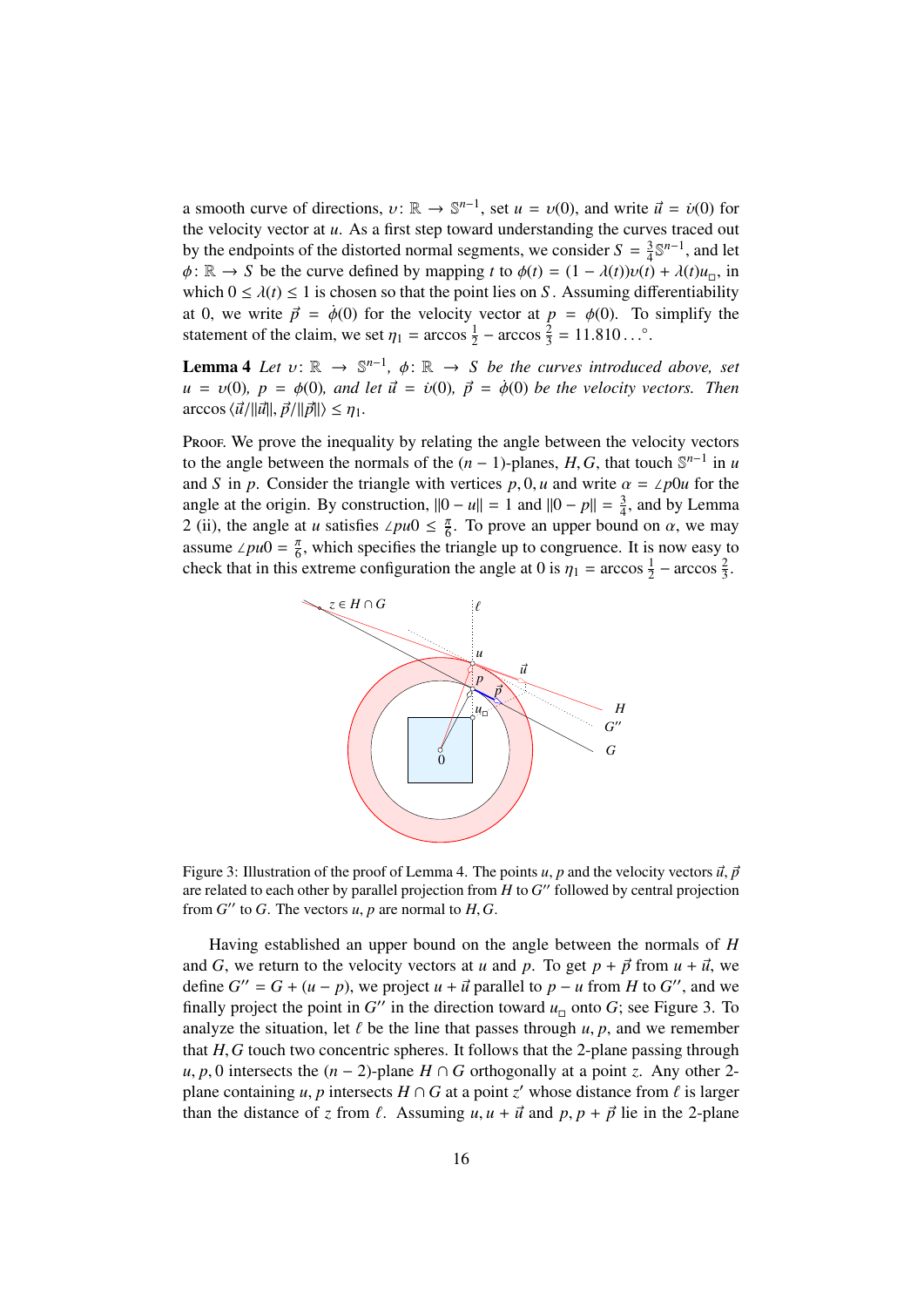a smooth curve of directions, $\upsilon \colon \mathbb{R} \to \mathbb{S}^{n-1}$, set $u = \upsilon(0)$, and write $\vec{u} = \dot{\upsilon}(0)$ for the velocity vector at $u$. As a first step toward understanding the curves traced out by the endpoints of the distorted normal segments, we consider $S = \frac{3}{4}\mathbb{S}^{n-1}$, and let $\phi \colon \mathbb{R} \to S$ be the curve defined by mapping $t$ to $\phi(t) = (1 - \lambda(t))\upsilon(t) + \lambda(t)u_\square$, in which $0 \le \lambda(t) \le 1$ is chosen so that the point lies on $S$. Assuming differentiability at 0, we write $\vec{p} = \dot{\phi}(0)$ for the velocity vector at $p = \phi(0)$. To simplify the statement of the claim, we set $\eta_1 = \arccos\frac{1}{2} - \arccos\frac{2}{3} = 11.810\ldots°$.

**Lemma 4** *Let $\upsilon \colon \mathbb{R} \to \mathbb{S}^{n-1}$, $\phi \colon \mathbb{R} \to S$ be the curves introduced above, set $u = \upsilon(0)$, $p = \phi(0)$, and let $\vec{u} = \dot{\upsilon}(0)$, $\vec{p} = \dot{\phi}(0)$ be the velocity vectors. Then $\arccos\langle \vec{u}/\|\vec{u}\|, \vec{p}/\|\vec{p}\|\rangle \le \eta_1$.*

Proof. We prove the inequality by relating the angle between the velocity vectors to the angle between the normals of the $(n-1)$-planes, $H, G$, that touch $\mathbb{S}^{n-1}$ in $u$ and $S$ in $p$. Consider the triangle with vertices $p, 0, u$ and write $\alpha = \angle p0u$ for the angle at the origin. By construction, $\|0 - u\| = 1$ and $\|0 - p\| = \frac{3}{4}$, and by Lemma 2 (ii), the angle at $u$ satisfies $\angle pu0 \le \frac{\pi}{6}$. To prove an upper bound on $\alpha$, we may assume $\angle pu0 = \frac{\pi}{6}$, which specifies the triangle up to congruence. It is now easy to check that in this extreme configuration the angle at 0 is $\eta_1 = \arccos\frac{1}{2} - \arccos\frac{2}{3}$.

Figure 3: Illustration of the proof of Lemma 4. The points $u, p$ and the velocity vectors $\vec{u}, \vec{p}$ are related to each other by parallel projection from $H$ to $G''$ followed by central projection from $G''$ to $G$. The vectors $u, p$ are normal to $H, G$.

Having established an upper bound on the angle between the normals of $H$ and $G$, we return to the velocity vectors at $u$ and $p$. To get $p + \vec{p}$ from $u + \vec{u}$, we define $G'' = G + (u - p)$, we project $u + \vec{u}$ parallel to $p - u$ from $H$ to $G''$, and we finally project the point in $G''$ in the direction toward $u_\square$ onto $G$; see Figure 3. To analyze the situation, let $\ell$ be the line that passes through $u, p$, and we remember that $H, G$ touch two concentric spheres. It follows that the 2-plane passing through $u, p, 0$ intersects the $(n-2)$-plane $H \cap G$ orthogonally at a point $z$. Any other 2-plane containing $u, p$ intersects $H \cap G$ at a point $z'$ whose distance from $\ell$ is larger than the distance of $z$ from $\ell$. Assuming $u, u + \vec{u}$ and $p, p + \vec{p}$ lie in the 2-plane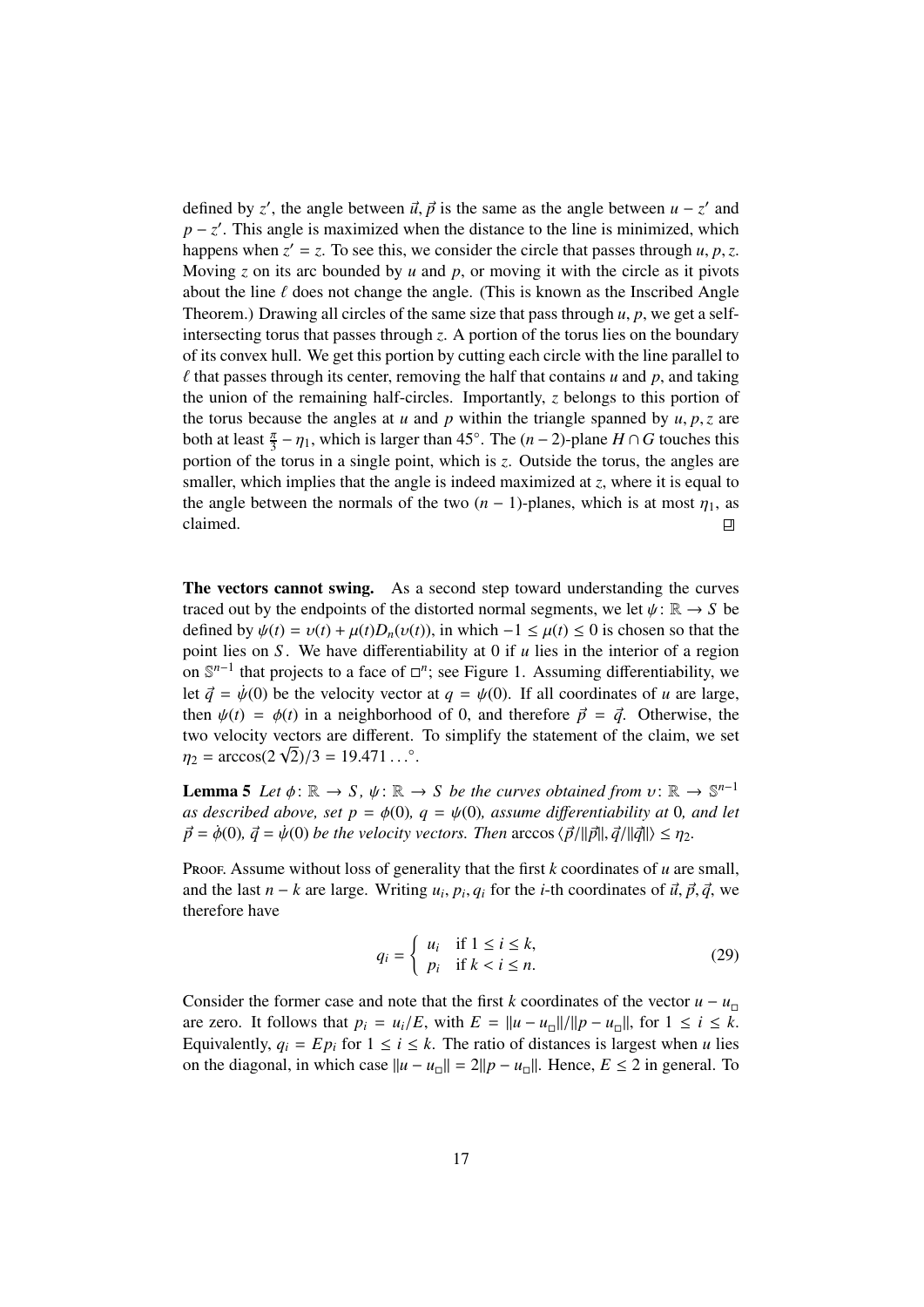defined by $z'$, the angle between $\vec{u}, \vec{p}$ is the same as the angle between $u - z'$ and $p - z'$. This angle is maximized when the distance to the line is minimized, which happens when $z' = z$. To see this, we consider the circle that passes through $u, p, z$. Moving $z$ on its arc bounded by $u$ and $p$, or moving it with the circle as it pivots about the line $\ell$ does not change the angle. (This is known as the Inscribed Angle Theorem.) Drawing all circles of the same size that pass through $u, p$, we get a self-intersecting torus that passes through $z$. A portion of the torus lies on the boundary of its convex hull. We get this portion by cutting each circle with the line parallel to $\ell$ that passes through its center, removing the half that contains $u$ and $p$, and taking the union of the remaining half-circles. Importantly, $z$ belongs to this portion of the torus because the angles at $u$ and $p$ within the triangle spanned by $u, p, z$ are both at least $\frac{\pi}{3} - \eta_1$, which is larger than $45°$. The $(n-2)$-plane $H \cap G$ touches this portion of the torus in a single point, which is $z$. Outside the torus, the angles are smaller, which implies that the angle is indeed maximized at $z$, where it is equal to the angle between the normals of the two $(n-1)$-planes, which is at most $\eta_1$, as claimed. □

**The vectors cannot swing.** As a second step toward understanding the curves traced out by the endpoints of the distorted normal segments, we let $\psi \colon \mathbb{R} \to S$ be defined by $\psi(t) = \upsilon(t) + \mu(t) D_n(\upsilon(t))$, in which $-1 \leq \mu(t) \leq 0$ is chosen so that the point lies on $S$. We have differentiability at 0 if $u$ lies in the interior of a region on $\mathbb{S}^{n-1}$ that projects to a face of $\square^n$; see Figure 1. Assuming differentiability, we let $\vec{q} = \dot{\psi}(0)$ be the velocity vector at $q = \psi(0)$. If all coordinates of $u$ are large, then $\psi(t) = \phi(t)$ in a neighborhood of 0, and therefore $\vec{p} = \vec{q}$. Otherwise, the two velocity vectors are different. To simplify the statement of the claim, we set $\eta_2 = \arccos(2\sqrt{2})/3 = 19.471\ldots°$.

**Lemma 5** *Let $\phi \colon \mathbb{R} \to S$, $\psi \colon \mathbb{R} \to S$ be the curves obtained from $\upsilon \colon \mathbb{R} \to \mathbb{S}^{n-1}$ as described above, set $p = \phi(0)$, $q = \psi(0)$, assume differentiability at 0, and let $\vec{p} = \dot{\phi}(0)$, $\vec{q} = \dot{\psi}(0)$ be the velocity vectors. Then $\arccos \langle \vec{p}/\|\vec{p}\|, \vec{q}/\|\vec{q}\| \rangle \leq \eta_2$.*

Proof. Assume without loss of generality that the first $k$ coordinates of $u$ are small, and the last $n-k$ are large. Writing $u_i, p_i, q_i$ for the $i$-th coordinates of $\vec{u}, \vec{p}, \vec{q}$, we therefore have

$$q_i = \begin{cases} u_i & \text{if } 1 \leq i \leq k, \\ p_i & \text{if } k < i \leq n. \end{cases} \tag{29}$$

Consider the former case and note that the first $k$ coordinates of the vector $u - u_\square$ are zero. It follows that $p_i = u_i/E$, with $E = \|u - u_\square\|/\|p - u_\square\|$, for $1 \leq i \leq k$. Equivalently, $q_i = E p_i$ for $1 \leq i \leq k$. The ratio of distances is largest when $u$ lies on the diagonal, in which case $\|u - u_\square\| = 2\|p - u_\square\|$. Hence, $E \leq 2$ in general. To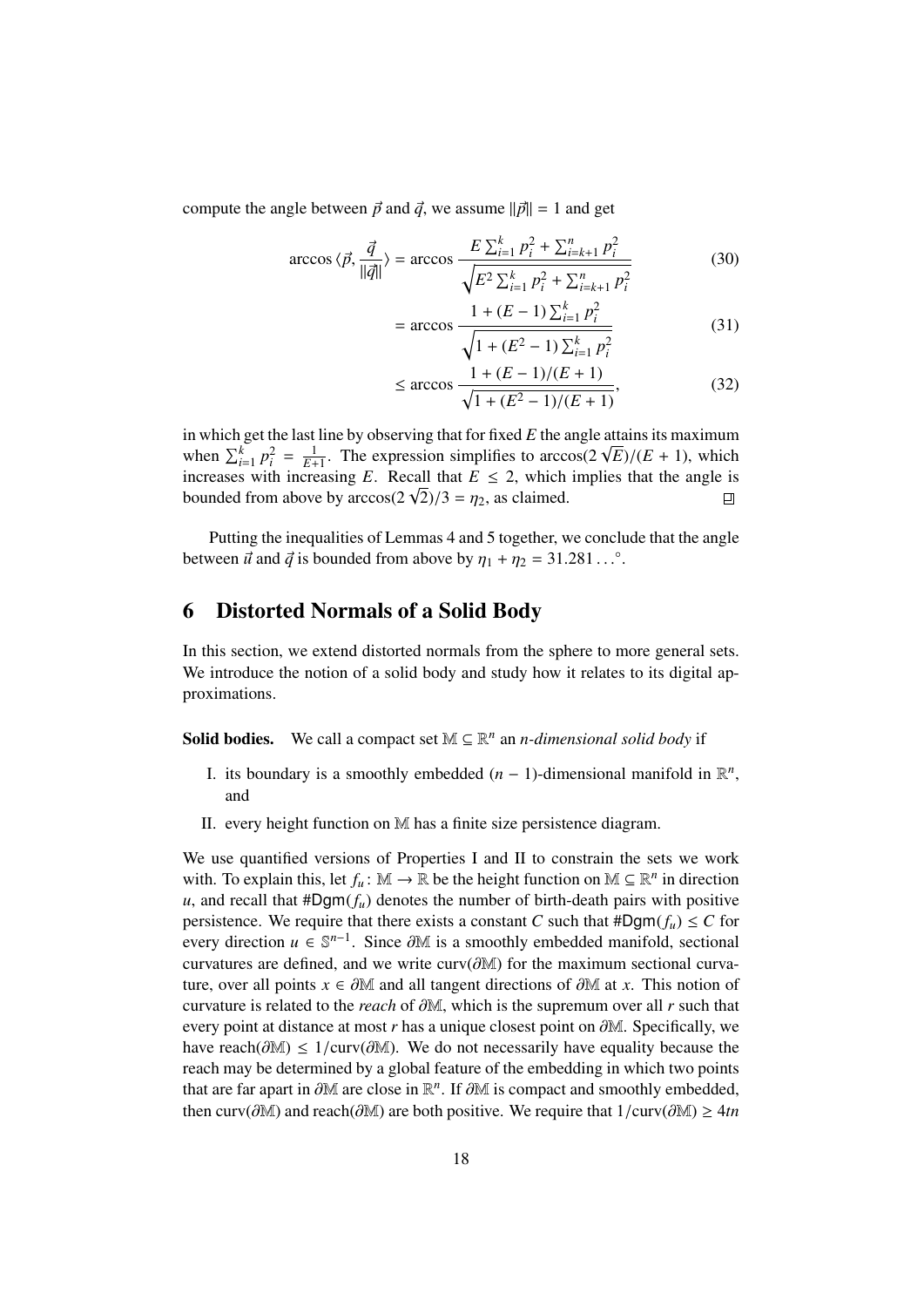compute the angle between $\vec{p}$ and $\vec{q}$, we assume $\|\vec{p}\| = 1$ and get

$$\arccos \langle \vec{p}, \frac{\vec{q}}{\|\vec{q}\|} \rangle = \arccos \frac{E \sum_{i=1}^{k} p_i^2 + \sum_{i=k+1}^{n} p_i^2}{\sqrt{E^2 \sum_{i=1}^{k} p_i^2 + \sum_{i=k+1}^{n} p_i^2}} \tag{30}$$

$$= \arccos \frac{1 + (E-1) \sum_{i=1}^{k} p_i^2}{\sqrt{1 + (E^2 - 1) \sum_{i=1}^{k} p_i^2}} \tag{31}$$

$$\leq \arccos \frac{1 + (E-1)/(E+1)}{\sqrt{1 + (E^2 - 1)/(E+1)}}, \tag{32}$$

in which get the last line by observing that for fixed $E$ the angle attains its maximum when $\sum_{i=1}^{k} p_i^2 = \frac{1}{E+1}$. The expression simplifies to $\arccos(2\sqrt{E})/(E+1)$, which increases with increasing $E$. Recall that $E \leq 2$, which implies that the angle is bounded from above by $\arccos(2\sqrt{2})/3 = \eta_2$, as claimed. ∎

Putting the inequalities of Lemmas 4 and 5 together, we conclude that the angle between $\vec{u}$ and $\vec{q}$ is bounded from above by $\eta_1 + \eta_2 = 31.281\ldots^\circ$.

## 6 Distorted Normals of a Solid Body

In this section, we extend distorted normals from the sphere to more general sets. We introduce the notion of a solid body and study how it relates to its digital approximations.

**Solid bodies.** We call a compact set $\mathbb{M} \subseteq \mathbb{R}^n$ an *n-dimensional solid body* if

I. its boundary is a smoothly embedded $(n-1)$-dimensional manifold in $\mathbb{R}^n$, and

II. every height function on $\mathbb{M}$ has a finite size persistence diagram.

We use quantified versions of Properties I and II to constrain the sets we work with. To explain this, let $f_u \colon \mathbb{M} \to \mathbb{R}$ be the height function on $\mathbb{M} \subseteq \mathbb{R}^n$ in direction $u$, and recall that $\#\mathsf{Dgm}(f_u)$ denotes the number of birth-death pairs with positive persistence. We require that there exists a constant $C$ such that $\#\mathsf{Dgm}(f_u) \leq C$ for every direction $u \in \mathbb{S}^{n-1}$. Since $\partial\mathbb{M}$ is a smoothly embedded manifold, sectional curvatures are defined, and we write $\mathrm{curv}(\partial\mathbb{M})$ for the maximum sectional curvature, over all points $x \in \partial\mathbb{M}$ and all tangent directions of $\partial\mathbb{M}$ at $x$. This notion of curvature is related to the *reach* of $\partial\mathbb{M}$, which is the supremum over all $r$ such that every point at distance at most $r$ has a unique closest point on $\partial\mathbb{M}$. Specifically, we have $\mathrm{reach}(\partial\mathbb{M}) \leq 1/\mathrm{curv}(\partial\mathbb{M})$. We do not necessarily have equality because the reach may be determined by a global feature of the embedding in which two points that are far apart in $\partial\mathbb{M}$ are close in $\mathbb{R}^n$. If $\partial\mathbb{M}$ is compact and smoothly embedded, then $\mathrm{curv}(\partial\mathbb{M})$ and $\mathrm{reach}(\partial\mathbb{M})$ are both positive. We require that $1/\mathrm{curv}(\partial\mathbb{M}) \geq 4tn$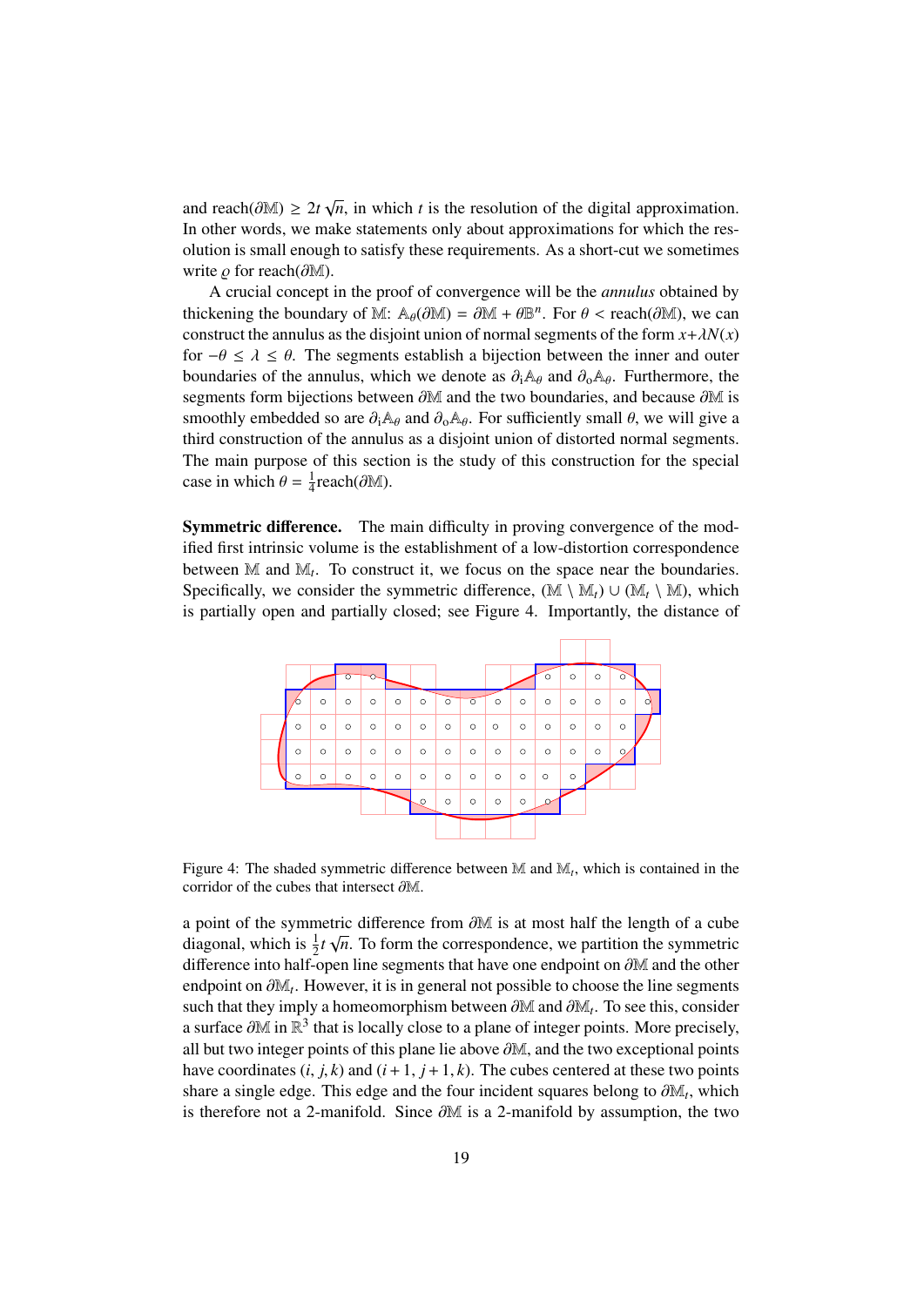and $\text{reach}(\partial\mathbb{M}) \geq 2t\sqrt{n}$, in which $t$ is the resolution of the digital approximation. In other words, we make statements only about approximations for which the resolution is small enough to satisfy these requirements. As a short-cut we sometimes write $\varrho$ for $\text{reach}(\partial\mathbb{M})$.

A crucial concept in the proof of convergence will be the *annulus* obtained by thickening the boundary of $\mathbb{M}$: $\mathbb{A}_\theta(\partial\mathbb{M}) = \partial\mathbb{M} + \theta\mathbb{B}^n$. For $\theta < \text{reach}(\partial\mathbb{M})$, we can construct the annulus as the disjoint union of normal segments of the form $x+\lambda N(x)$ for $-\theta \leq \lambda \leq \theta$. The segments establish a bijection between the inner and outer boundaries of the annulus, which we denote as $\partial_i\mathbb{A}_\theta$ and $\partial_o\mathbb{A}_\theta$. Furthermore, the segments form bijections between $\partial\mathbb{M}$ and the two boundaries, and because $\partial\mathbb{M}$ is smoothly embedded so are $\partial_i\mathbb{A}_\theta$ and $\partial_o\mathbb{A}_\theta$. For sufficiently small $\theta$, we will give a third construction of the annulus as a disjoint union of distorted normal segments. The main purpose of this section is the study of this construction for the special case in which $\theta = \frac{1}{4}\text{reach}(\partial\mathbb{M})$.

**Symmetric difference.** The main difficulty in proving convergence of the modified first intrinsic volume is the establishment of a low-distortion correspondence between $\mathbb{M}$ and $\mathbb{M}_t$. To construct it, we focus on the space near the boundaries. Specifically, we consider the symmetric difference, $(\mathbb{M} \setminus \mathbb{M}_t) \cup (\mathbb{M}_t \setminus \mathbb{M})$, which is partially open and partially closed; see Figure 4. Importantly, the distance of

Figure 4: The shaded symmetric difference between $\mathbb{M}$ and $\mathbb{M}_t$, which is contained in the corridor of the cubes that intersect $\partial\mathbb{M}$.

a point of the symmetric difference from $\partial\mathbb{M}$ is at most half the length of a cube diagonal, which is $\frac{1}{2}t\sqrt{n}$. To form the correspondence, we partition the symmetric difference into half-open line segments that have one endpoint on $\partial\mathbb{M}$ and the other endpoint on $\partial\mathbb{M}_t$. However, it is in general not possible to choose the line segments such that they imply a homeomorphism between $\partial\mathbb{M}$ and $\partial\mathbb{M}_t$. To see this, consider a surface $\partial\mathbb{M}$ in $\mathbb{R}^3$ that is locally close to a plane of integer points. More precisely, all but two integer points of this plane lie above $\partial\mathbb{M}$, and the two exceptional points have coordinates $(i, j, k)$ and $(i+1, j+1, k)$. The cubes centered at these two points share a single edge. This edge and the four incident squares belong to $\partial\mathbb{M}_t$, which is therefore not a 2-manifold. Since $\partial\mathbb{M}$ is a 2-manifold by assumption, the two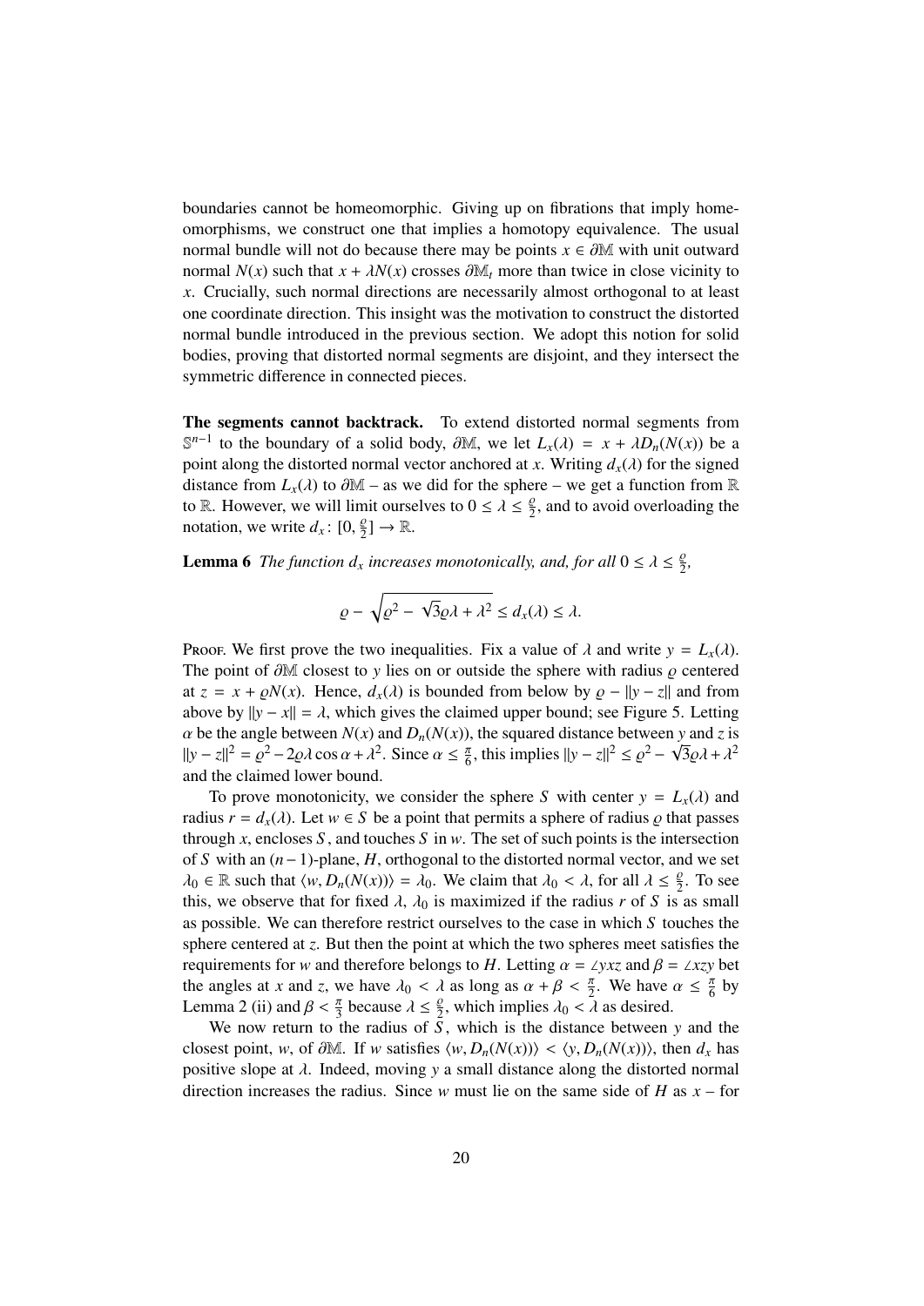boundaries cannot be homeomorphic. Giving up on fibrations that imply homeomorphisms, we construct one that implies a homotopy equivalence. The usual normal bundle will not do because there may be points $x \in \partial\mathbb{M}$ with unit outward normal $N(x)$ such that $x + \lambda N(x)$ crosses $\partial\mathbb{M}_t$ more than twice in close vicinity to $x$. Crucially, such normal directions are necessarily almost orthogonal to at least one coordinate direction. This insight was the motivation to construct the distorted normal bundle introduced in the previous section. We adopt this notion for solid bodies, proving that distorted normal segments are disjoint, and they intersect the symmetric difference in connected pieces.

**The segments cannot backtrack.** To extend distorted normal segments from $\mathbb{S}^{n-1}$ to the boundary of a solid body, $\partial\mathbb{M}$, we let $L_x(\lambda) = x + \lambda D_n(N(x))$ be a point along the distorted normal vector anchored at $x$. Writing $d_x(\lambda)$ for the signed distance from $L_x(\lambda)$ to $\partial\mathbb{M}$ – as we did for the sphere – we get a function from $\mathbb{R}$ to $\mathbb{R}$. However, we will limit ourselves to $0 \leq \lambda \leq \frac{\varrho}{2}$, and to avoid overloading the notation, we write $d_x\colon [0, \frac{\varrho}{2}] \to \mathbb{R}$.

**Lemma 6** *The function $d_x$ increases monotonically, and, for all $0 \leq \lambda \leq \frac{\varrho}{2}$,*

$$\varrho - \sqrt{\varrho^2 - \sqrt{3}\varrho\lambda + \lambda^2} \leq d_x(\lambda) \leq \lambda.$$

Proof. We first prove the two inequalities. Fix a value of $\lambda$ and write $y = L_x(\lambda)$. The point of $\partial\mathbb{M}$ closest to $y$ lies on or outside the sphere with radius $\varrho$ centered at $z = x + \varrho N(x)$. Hence, $d_x(\lambda)$ is bounded from below by $\varrho - \|y - z\|$ and from above by $\|y - x\| = \lambda$, which gives the claimed upper bound; see Figure 5. Letting $\alpha$ be the angle between $N(x)$ and $D_n(N(x))$, the squared distance between $y$ and $z$ is $\|y - z\|^2 = \varrho^2 - 2\varrho\lambda\cos\alpha + \lambda^2$. Since $\alpha \leq \frac{\pi}{6}$, this implies $\|y - z\|^2 \leq \varrho^2 - \sqrt{3}\varrho\lambda + \lambda^2$ and the claimed lower bound.

To prove monotonicity, we consider the sphere $S$ with center $y = L_x(\lambda)$ and radius $r = d_x(\lambda)$. Let $w \in S$ be a point that permits a sphere of radius $\varrho$ that passes through $x$, encloses $S$, and touches $S$ in $w$. The set of such points is the intersection of $S$ with an $(n-1)$-plane, $H$, orthogonal to the distorted normal vector, and we set $\lambda_0 \in \mathbb{R}$ such that $\langle w, D_n(N(x))\rangle = \lambda_0$. We claim that $\lambda_0 < \lambda$, for all $\lambda \leq \frac{\varrho}{2}$. To see this, we observe that for fixed $\lambda$, $\lambda_0$ is maximized if the radius $r$ of $S$ is as small as possible. We can therefore restrict ourselves to the case in which $S$ touches the sphere centered at $z$. But then the point at which the two spheres meet satisfies the requirements for $w$ and therefore belongs to $H$. Letting $\alpha = \angle yxz$ and $\beta = \angle xzy$ bet the angles at $x$ and $z$, we have $\lambda_0 < \lambda$ as long as $\alpha + \beta < \frac{\pi}{2}$. We have $\alpha \leq \frac{\pi}{6}$ by Lemma 2 (ii) and $\beta < \frac{\pi}{3}$ because $\lambda \leq \frac{\varrho}{2}$, which implies $\lambda_0 < \lambda$ as desired.

We now return to the radius of $S$, which is the distance between $y$ and the closest point, $w$, of $\partial\mathbb{M}$. If $w$ satisfies $\langle w, D_n(N(x))\rangle < \langle y, D_n(N(x))\rangle$, then $d_x$ has positive slope at $\lambda$. Indeed, moving $y$ a small distance along the distorted normal direction increases the radius. Since $w$ must lie on the same side of $H$ as $x$ – for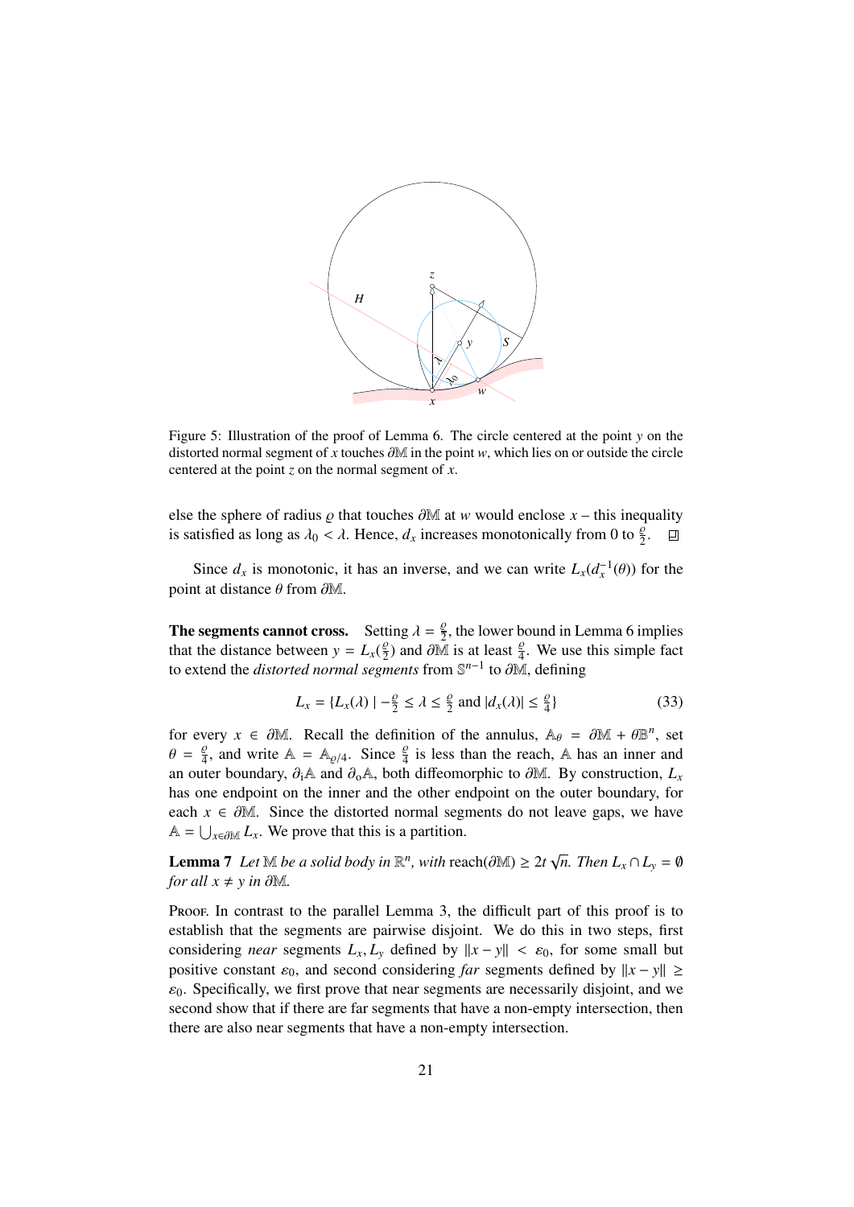Figure 5: Illustration of the proof of Lemma 6. The circle centered at the point $y$ on the distorted normal segment of $x$ touches $\partial\mathbb{M}$ in the point $w$, which lies on or outside the circle centered at the point $z$ on the normal segment of $x$.

else the sphere of radius $\varrho$ that touches $\partial\mathbb{M}$ at $w$ would enclose $x$ – this inequality is satisfied as long as $\lambda_0 < \lambda$. Hence, $d_x$ increases monotonically from 0 to $\frac{\varrho}{2}$. $\square$

Since $d_x$ is monotonic, it has an inverse, and we can write $L_x(d_x^{-1}(\theta))$ for the point at distance $\theta$ from $\partial\mathbb{M}$.

**The segments cannot cross.** Setting $\lambda = \frac{\varrho}{2}$, the lower bound in Lemma 6 implies that the distance between $y = L_x(\frac{\varrho}{2})$ and $\partial\mathbb{M}$ is at least $\frac{\varrho}{4}$. We use this simple fact to extend the *distorted normal segments* from $\mathbb{S}^{n-1}$ to $\partial\mathbb{M}$, defining

$$L_x = \{L_x(\lambda) \mid -\tfrac{\varrho}{2} \leq \lambda \leq \tfrac{\varrho}{2} \text{ and } |d_x(\lambda)| \leq \tfrac{\varrho}{4}\} \tag{33}$$

for every $x \in \partial\mathbb{M}$. Recall the definition of the annulus, $\mathbb{A}_\theta = \partial\mathbb{M} + \theta\mathbb{B}^n$, set $\theta = \frac{\varrho}{4}$, and write $\mathbb{A} = \mathbb{A}_{\varrho/4}$. Since $\frac{\varrho}{4}$ is less than the reach, $\mathbb{A}$ has an inner and an outer boundary, $\partial_i\mathbb{A}$ and $\partial_o\mathbb{A}$, both diffeomorphic to $\partial\mathbb{M}$. By construction, $L_x$ has one endpoint on the inner and the other endpoint on the outer boundary, for each $x \in \partial\mathbb{M}$. Since the distorted normal segments do not leave gaps, we have $\mathbb{A} = \bigcup_{x\in\partial\mathbb{M}} L_x$. We prove that this is a partition.

**Lemma 7** *Let $\mathbb{M}$ be a solid body in $\mathbb{R}^n$, with* reach$(\partial\mathbb{M}) \geq 2t\sqrt{n}$. *Then $L_x \cap L_y = \emptyset$ for all $x \neq y$ in $\partial\mathbb{M}$.*

Proof. In contrast to the parallel Lemma 3, the difficult part of this proof is to establish that the segments are pairwise disjoint. We do this in two steps, first considering *near* segments $L_x, L_y$ defined by $\|x - y\| < \varepsilon_0$, for some small but positive constant $\varepsilon_0$, and second considering *far* segments defined by $\|x - y\| \geq \varepsilon_0$. Specifically, we first prove that near segments are necessarily disjoint, and we second show that if there are far segments that have a non-empty intersection, then there are also near segments that have a non-empty intersection.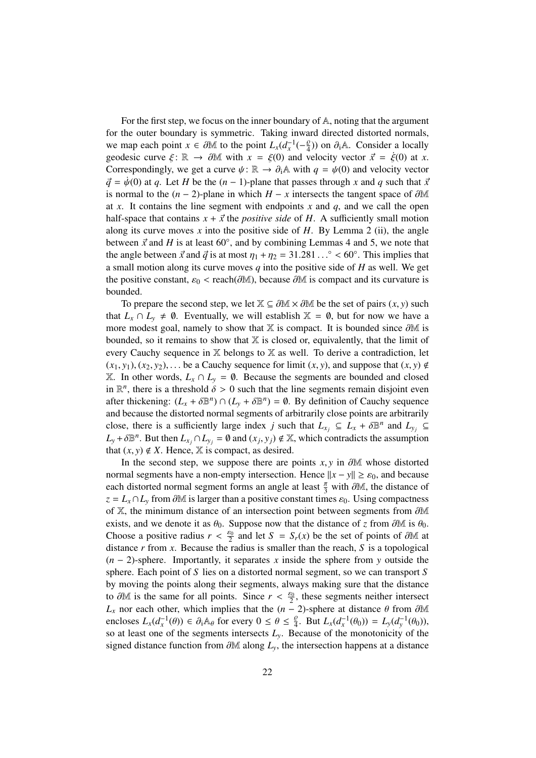For the first step, we focus on the inner boundary of $\mathbb{A}$, noting that the argument for the outer boundary is symmetric. Taking inward directed distorted normals, we map each point $x \in \partial\mathbb{M}$ to the point $L_x(d_x^{-1}(-\frac{\varrho}{4}))$ on $\partial_i\mathbb{A}$. Consider a locally geodesic curve $\xi \colon \mathbb{R} \to \partial\mathbb{M}$ with $x = \xi(0)$ and velocity vector $\vec{x} = \dot{\xi}(0)$ at $x$. Correspondingly, we get a curve $\psi \colon \mathbb{R} \to \partial_i\mathbb{A}$ with $q = \psi(0)$ and velocity vector $\vec{q} = \dot{\psi}(0)$ at $q$. Let $H$ be the $(n-1)$-plane that passes through $x$ and $q$ such that $\vec{x}$ is normal to the $(n-2)$-plane in which $H - x$ intersects the tangent space of $\partial\mathbb{M}$ at $x$. It contains the line segment with endpoints $x$ and $q$, and we call the open half-space that contains $x + \vec{x}$ the *positive side* of $H$. A sufficiently small motion along its curve moves $x$ into the positive side of $H$. By Lemma 2 (ii), the angle between $\vec{x}$ and $H$ is at least $60^\circ$, and by combining Lemmas 4 and 5, we note that the angle between $\vec{x}$ and $\vec{q}$ is at most $\eta_1 + \eta_2 = 31.281\ldots^\circ < 60^\circ$. This implies that a small motion along its curve moves $q$ into the positive side of $H$ as well. We get the positive constant, $\varepsilon_0 < \mathrm{reach}(\partial\mathbb{M})$, because $\partial\mathbb{M}$ is compact and its curvature is bounded.

To prepare the second step, we let $\mathbb{X} \subseteq \partial\mathbb{M} \times \partial\mathbb{M}$ be the set of pairs $(x, y)$ such that $L_x \cap L_y \neq \emptyset$. Eventually, we will establish $\mathbb{X} = \emptyset$, but for now we have a more modest goal, namely to show that $\mathbb{X}$ is compact. It is bounded since $\partial\mathbb{M}$ is bounded, so it remains to show that $\mathbb{X}$ is closed or, equivalently, that the limit of every Cauchy sequence in $\mathbb{X}$ belongs to $\mathbb{X}$ as well. To derive a contradiction, let $(x_1, y_1), (x_2, y_2), \ldots$ be a Cauchy sequence for limit $(x, y)$, and suppose that $(x, y) \notin \mathbb{X}$. In other words, $L_x \cap L_y = \emptyset$. Because the segments are bounded and closed in $\mathbb{R}^n$, there is a threshold $\delta > 0$ such that the line segments remain disjoint even after thickening: $(L_x + \delta\mathbb{B}^n) \cap (L_y + \delta\mathbb{B}^n) = \emptyset$. By definition of Cauchy sequence and because the distorted normal segments of arbitrarily close points are arbitrarily close, there is a sufficiently large index $j$ such that $L_{x_j} \subseteq L_x + \delta\mathbb{B}^n$ and $L_{y_j} \subseteq L_y + \delta\mathbb{B}^n$. But then $L_{x_j} \cap L_{y_j} = \emptyset$ and $(x_j, y_j) \notin \mathbb{X}$, which contradicts the assumption that $(x, y) \notin X$. Hence, $\mathbb{X}$ is compact, as desired.

In the second step, we suppose there are points $x, y$ in $\partial\mathbb{M}$ whose distorted normal segments have a non-empty intersection. Hence $\|x - y\| \geq \varepsilon_0$, and because each distorted normal segment forms an angle at least $\frac{\pi}{3}$ with $\partial\mathbb{M}$, the distance of $z = L_x \cap L_y$ from $\partial\mathbb{M}$ is larger than a positive constant times $\varepsilon_0$. Using compactness of $\mathbb{X}$, the minimum distance of an intersection point between segments from $\partial\mathbb{M}$ exists, and we denote it as $\theta_0$. Suppose now that the distance of $z$ from $\partial\mathbb{M}$ is $\theta_0$. Choose a positive radius $r < \frac{\varepsilon_0}{2}$ and let $S = S_r(x)$ be the set of points of $\partial\mathbb{M}$ at distance $r$ from $x$. Because the radius is smaller than the reach, $S$ is a topological $(n-2)$-sphere. Importantly, it separates $x$ inside the sphere from $y$ outside the sphere. Each point of $S$ lies on a distorted normal segment, so we can transport $S$ by moving the points along their segments, always making sure that the distance to $\partial\mathbb{M}$ is the same for all points. Since $r < \frac{\varepsilon_0}{2}$, these segments neither intersect $L_x$ nor each other, which implies that the $(n-2)$-sphere at distance $\theta$ from $\partial\mathbb{M}$ encloses $L_x(d_x^{-1}(\theta)) \in \partial_i\mathbb{A}_\theta$ for every $0 \leq \theta \leq \frac{\varrho}{4}$. But $L_x(d_x^{-1}(\theta_0)) = L_y(d_y^{-1}(\theta_0))$, so at least one of the segments intersects $L_y$. Because of the monotonicity of the signed distance function from $\partial\mathbb{M}$ along $L_y$, the intersection happens at a distance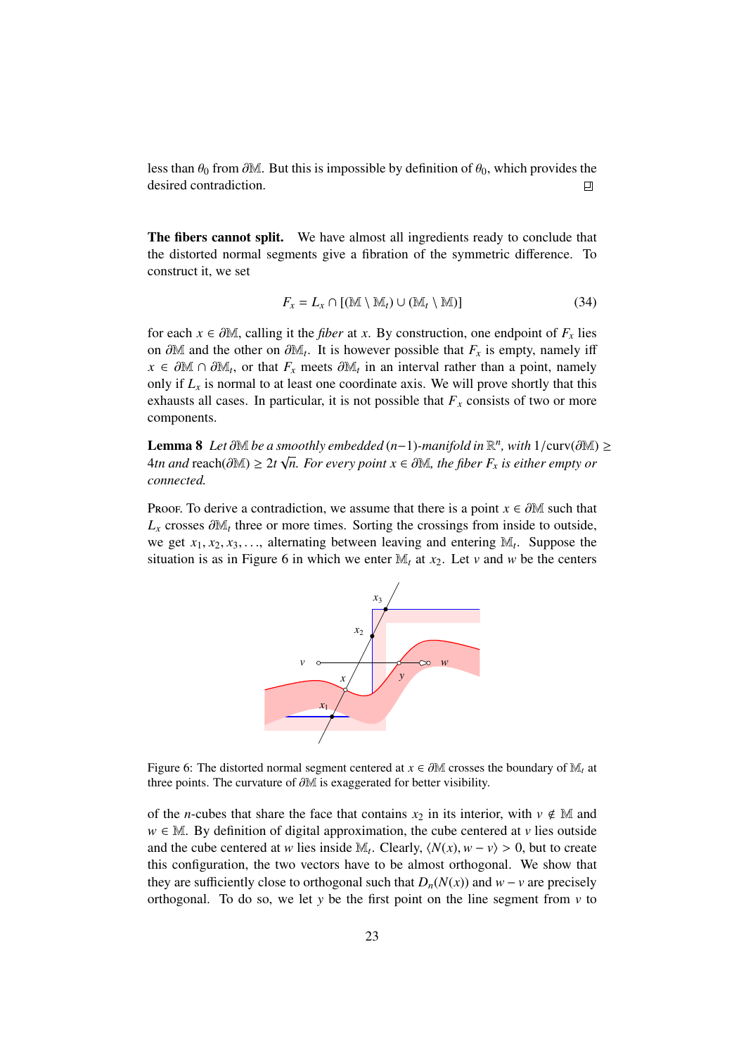less than $\theta_0$ from $\partial\mathbb{M}$. But this is impossible by definition of $\theta_0$, which provides the desired contradiction. □

**The fibers cannot split.** We have almost all ingredients ready to conclude that the distorted normal segments give a fibration of the symmetric difference. To construct it, we set

$$F_x = L_x \cap [(\mathbb{M} \setminus \mathbb{M}_t) \cup (\mathbb{M}_t \setminus \mathbb{M})] \tag{34}$$

for each $x \in \partial\mathbb{M}$, calling it the *fiber* at $x$. By construction, one endpoint of $F_x$ lies on $\partial\mathbb{M}$ and the other on $\partial\mathbb{M}_t$. It is however possible that $F_x$ is empty, namely iff $x \in \partial\mathbb{M} \cap \partial\mathbb{M}_t$, or that $F_x$ meets $\partial\mathbb{M}_t$ in an interval rather than a point, namely only if $L_x$ is normal to at least one coordinate axis. We will prove shortly that this exhausts all cases. In particular, it is not possible that $F_x$ consists of two or more components.

**Lemma 8** *Let $\partial\mathbb{M}$ be a smoothly embedded $(n-1)$-manifold in $\mathbb{R}^n$, with $1/\mathrm{curv}(\partial\mathbb{M}) \geq 4tn$ and $\mathrm{reach}(\partial\mathbb{M}) \geq 2t\sqrt{n}$. For every point $x \in \partial\mathbb{M}$, the fiber $F_x$ is either empty or connected.*

Proof. To derive a contradiction, we assume that there is a point $x \in \partial\mathbb{M}$ such that $L_x$ crosses $\partial\mathbb{M}_t$ three or more times. Sorting the crossings from inside to outside, we get $x_1, x_2, x_3, \ldots$, alternating between leaving and entering $\mathbb{M}_t$. Suppose the situation is as in Figure 6 in which we enter $\mathbb{M}_t$ at $x_2$. Let $v$ and $w$ be the centers

Figure 6: The distorted normal segment centered at $x \in \partial\mathbb{M}$ crosses the boundary of $\mathbb{M}_t$ at three points. The curvature of $\partial\mathbb{M}$ is exaggerated for better visibility.

of the $n$-cubes that share the face that contains $x_2$ in its interior, with $v \notin \mathbb{M}$ and $w \in \mathbb{M}$. By definition of digital approximation, the cube centered at $v$ lies outside and the cube centered at $w$ lies inside $\mathbb{M}_t$. Clearly, $\langle N(x), w - v\rangle > 0$, but to create this configuration, the two vectors have to be almost orthogonal. We show that they are sufficiently close to orthogonal such that $D_n(N(x))$ and $w - v$ are precisely orthogonal. To do so, we let $y$ be the first point on the line segment from $v$ to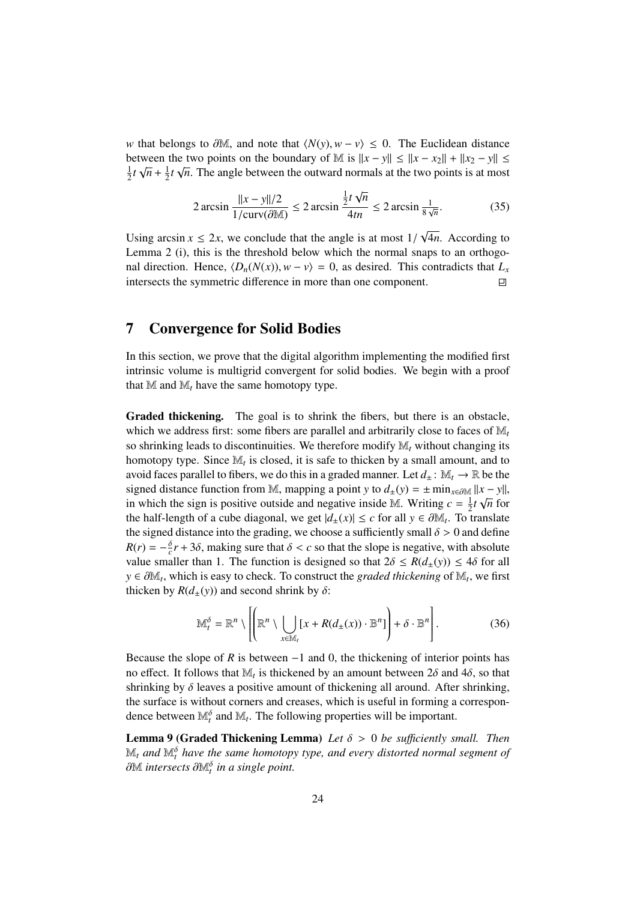$w$ that belongs to $\partial\mathbb{M}$, and note that $\langle N(y), w - v\rangle \leq 0$. The Euclidean distance between the two points on the boundary of $\mathbb{M}$ is $\|x - y\| \leq \|x - x_2\| + \|x_2 - y\| \leq \frac{1}{2}t\sqrt{n} + \frac{1}{2}t\sqrt{n}$. The angle between the outward normals at the two points is at most

$$2 \arcsin \frac{\|x - y\|/2}{1/\mathrm{curv}(\partial\mathbb{M})} \leq 2 \arcsin \frac{\frac{1}{2}t\sqrt{n}}{4tn} \leq 2 \arcsin \frac{1}{8\sqrt{n}}. \tag{35}$$

Using $\arcsin x \leq 2x$, we conclude that the angle is at most $1/\sqrt{4n}$. According to Lemma 2 (i), this is the threshold below which the normal snaps to an orthogonal direction. Hence, $\langle D_n(N(x)), w - v\rangle = 0$, as desired. This contradicts that $L_x$ intersects the symmetric difference in more than one component. ⊡

## 7 Convergence for Solid Bodies

In this section, we prove that the digital algorithm implementing the modified first intrinsic volume is multigrid convergent for solid bodies. We begin with a proof that $\mathbb{M}$ and $\mathbb{M}_t$ have the same homotopy type.

**Graded thickening.** The goal is to shrink the fibers, but there is an obstacle, which we address first: some fibers are parallel and arbitrarily close to faces of $\mathbb{M}_t$ so shrinking leads to discontinuities. We therefore modify $\mathbb{M}_t$ without changing its homotopy type. Since $\mathbb{M}_t$ is closed, it is safe to thicken by a small amount, and to avoid faces parallel to fibers, we do this in a graded manner. Let $d_\pm \colon \mathbb{M}_t \to \mathbb{R}$ be the signed distance function from $\mathbb{M}$, mapping a point $y$ to $d_\pm(y) = \pm \min_{x \in \partial\mathbb{M}} \|x - y\|$, in which the sign is positive outside and negative inside $\mathbb{M}$. Writing $c = \frac{1}{2}t\sqrt{n}$ for the half-length of a cube diagonal, we get $|d_\pm(x)| \leq c$ for all $y \in \partial\mathbb{M}_t$. To translate the signed distance into the grading, we choose a sufficiently small $\delta > 0$ and define $R(r) = -\frac{\delta}{c}r + 3\delta$, making sure that $\delta < c$ so that the slope is negative, with absolute value smaller than 1. The function is designed so that $2\delta \leq R(d_\pm(y)) \leq 4\delta$ for all $y \in \partial\mathbb{M}_t$, which is easy to check. To construct the *graded thickening* of $\mathbb{M}_t$, we first thicken by $R(d_\pm(y))$ and second shrink by $\delta$:

$$\mathbb{M}_t^\delta = \mathbb{R}^n \setminus \left[ \left( \mathbb{R}^n \setminus \bigcup_{x \in \mathbb{M}_t} [x + R(d_\pm(x)) \cdot \mathbb{B}^n] \right) + \delta \cdot \mathbb{B}^n \right]. \tag{36}$$

Because the slope of $R$ is between $-1$ and 0, the thickening of interior points has no effect. It follows that $\mathbb{M}_t$ is thickened by an amount between $2\delta$ and $4\delta$, so that shrinking by $\delta$ leaves a positive amount of thickening all around. After shrinking, the surface is without corners and creases, which is useful in forming a correspondence between $\mathbb{M}_t^\delta$ and $\mathbb{M}_t$. The following properties will be important.

**Lemma 9 (Graded Thickening Lemma)** *Let $\delta > 0$ be sufficiently small. Then $\mathbb{M}_t$ and $\mathbb{M}_t^\delta$ have the same homotopy type, and every distorted normal segment of $\partial\mathbb{M}$ intersects $\partial\mathbb{M}_t^\delta$ in a single point.*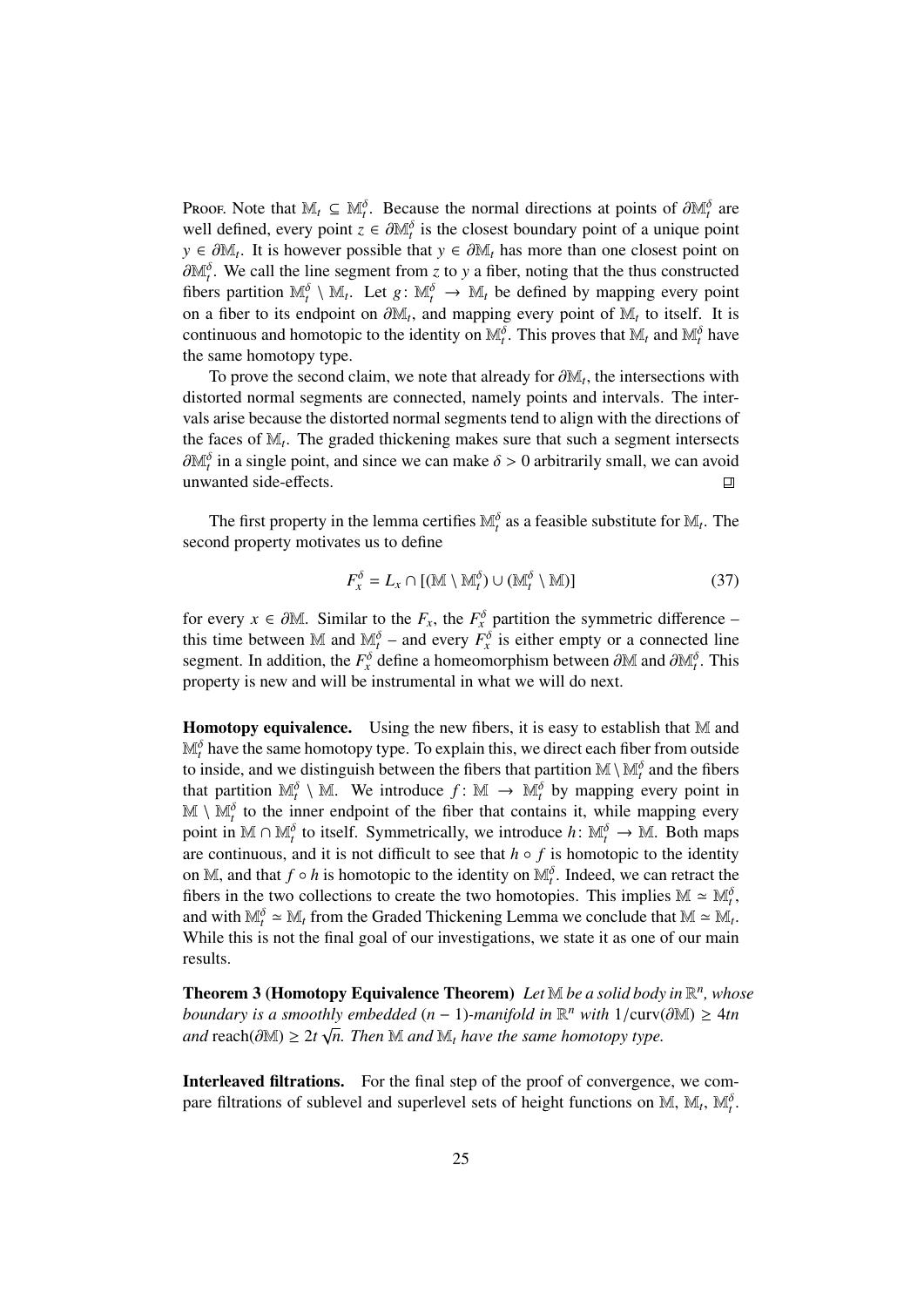Proof. Note that $\mathbb{M}_t \subseteq \mathbb{M}_t^\delta$. Because the normal directions at points of $\partial\mathbb{M}_t^\delta$ are well defined, every point $z \in \partial\mathbb{M}_t^\delta$ is the closest boundary point of a unique point $y \in \partial\mathbb{M}_t$. It is however possible that $y \in \partial\mathbb{M}_t$ has more than one closest point on $\partial\mathbb{M}_t^\delta$. We call the line segment from $z$ to $y$ a fiber, noting that the thus constructed fibers partition $\mathbb{M}_t^\delta \setminus \mathbb{M}_t$. Let $g\colon \mathbb{M}_t^\delta \to \mathbb{M}_t$ be defined by mapping every point on a fiber to its endpoint on $\partial\mathbb{M}_t$, and mapping every point of $\mathbb{M}_t$ to itself. It is continuous and homotopic to the identity on $\mathbb{M}_t^\delta$. This proves that $\mathbb{M}_t$ and $\mathbb{M}_t^\delta$ have the same homotopy type.

To prove the second claim, we note that already for $\partial\mathbb{M}_t$, the intersections with distorted normal segments are connected, namely points and intervals. The intervals arise because the distorted normal segments tend to align with the directions of the faces of $\mathbb{M}_t$. The graded thickening makes sure that such a segment intersects $\partial\mathbb{M}_t^\delta$ in a single point, and since we can make $\delta > 0$ arbitrarily small, we can avoid unwanted side-effects. ∎

The first property in the lemma certifies $\mathbb{M}_t^\delta$ as a feasible substitute for $\mathbb{M}_t$. The second property motivates us to define

$$F_x^\delta = L_x \cap [(\mathbb{M} \setminus \mathbb{M}_t^\delta) \cup (\mathbb{M}_t^\delta \setminus \mathbb{M})] \tag{37}$$

for every $x \in \partial\mathbb{M}$. Similar to the $F_x$, the $F_x^\delta$ partition the symmetric difference – this time between $\mathbb{M}$ and $\mathbb{M}_t^\delta$ – and every $F_x^\delta$ is either empty or a connected line segment. In addition, the $F_x^\delta$ define a homeomorphism between $\partial\mathbb{M}$ and $\partial\mathbb{M}_t^\delta$. This property is new and will be instrumental in what we will do next.

**Homotopy equivalence.** Using the new fibers, it is easy to establish that $\mathbb{M}$ and $\mathbb{M}_t^\delta$ have the same homotopy type. To explain this, we direct each fiber from outside to inside, and we distinguish between the fibers that partition $\mathbb{M} \setminus \mathbb{M}_t^\delta$ and the fibers that partition $\mathbb{M}_t^\delta \setminus \mathbb{M}$. We introduce $f\colon \mathbb{M} \to \mathbb{M}_t^\delta$ by mapping every point in $\mathbb{M} \setminus \mathbb{M}_t^\delta$ to the inner endpoint of the fiber that contains it, while mapping every point in $\mathbb{M} \cap \mathbb{M}_t^\delta$ to itself. Symmetrically, we introduce $h\colon \mathbb{M}_t^\delta \to \mathbb{M}$. Both maps are continuous, and it is not difficult to see that $h \circ f$ is homotopic to the identity on $\mathbb{M}$, and that $f \circ h$ is homotopic to the identity on $\mathbb{M}_t^\delta$. Indeed, we can retract the fibers in the two collections to create the two homotopies. This implies $\mathbb{M} \simeq \mathbb{M}_t^\delta$, and with $\mathbb{M}_t^\delta \simeq \mathbb{M}_t$ from the Graded Thickening Lemma we conclude that $\mathbb{M} \simeq \mathbb{M}_t$. While this is not the final goal of our investigations, we state it as one of our main results.

**Theorem 3 (Homotopy Equivalence Theorem)** *Let $\mathbb{M}$ be a solid body in $\mathbb{R}^n$, whose boundary is a smoothly embedded $(n-1)$-manifold in $\mathbb{R}^n$ with $1/\mathrm{curv}(\partial\mathbb{M}) \geq 4tn$ and $\mathrm{reach}(\partial\mathbb{M}) \geq 2t\sqrt{n}$. Then $\mathbb{M}$ and $\mathbb{M}_t$ have the same homotopy type.*

**Interleaved filtrations.** For the final step of the proof of convergence, we compare filtrations of sublevel and superlevel sets of height functions on $\mathbb{M}$, $\mathbb{M}_t$, $\mathbb{M}_t^\delta$.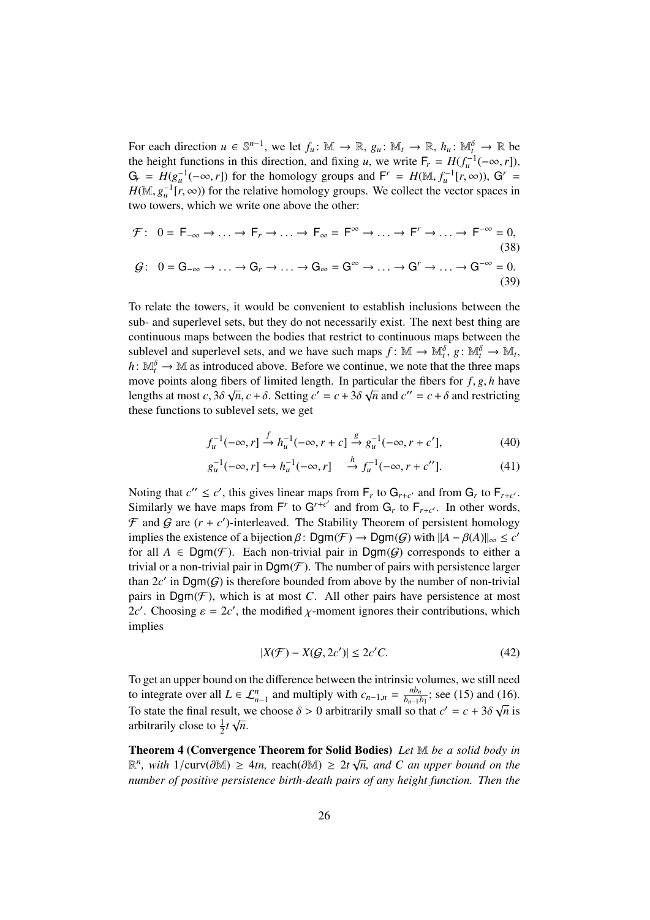For each direction $u \in \mathbb{S}^{n-1}$, we let $f_u \colon \mathbb{M} \to \mathbb{R}$, $g_u \colon \mathbb{M}_t \to \mathbb{R}$, $h_u \colon \mathbb{M}_t^\delta \to \mathbb{R}$ be the height functions in this direction, and fixing $u$, we write $\mathsf{F}_r = H(f_u^{-1}(-\infty, r])$, $\mathsf{G}_r = H(g_u^{-1}(-\infty, r])$ for the homology groups and $\mathsf{F}^r = H(\mathbb{M}, f_u^{-1}[r, \infty))$, $\mathsf{G}^r = H(\mathbb{M}, g_u^{-1}[r, \infty))$ for the relative homology groups. We collect the vector spaces in two towers, which we write one above the other:

$$\mathcal{F}\colon \quad 0 = \mathsf{F}_{-\infty} \to \ldots \to \mathsf{F}_r \to \ldots \to \mathsf{F}_\infty = \mathsf{F}^\infty \to \ldots \to \mathsf{F}^r \to \ldots \to \mathsf{F}^{-\infty} = 0, \tag{38}$$

$$\mathcal{G}\colon \quad 0 = \mathsf{G}_{-\infty} \to \ldots \to \mathsf{G}_r \to \ldots \to \mathsf{G}_\infty = \mathsf{G}^\infty \to \ldots \to \mathsf{G}^r \to \ldots \to \mathsf{G}^{-\infty} = 0. \tag{39}$$

To relate the towers, it would be convenient to establish inclusions between the sub- and superlevel sets, but they do not necessarily exist. The next best thing are continuous maps between the bodies that restrict to continuous maps between the sublevel and superlevel sets, and we have such maps $f \colon \mathbb{M} \to \mathbb{M}_t^\delta$, $g \colon \mathbb{M}_t^\delta \to \mathbb{M}_t$, $h \colon \mathbb{M}_t^\delta \to \mathbb{M}$ as introduced above. Before we continue, we note that the three maps move points along fibers of limited length. In particular the fibers for $f, g, h$ have lengths at most $c, 3\delta\sqrt{n}, c + \delta$. Setting $c' = c + 3\delta\sqrt{n}$ and $c'' = c + \delta$ and restricting these functions to sublevel sets, we get

$$f_u^{-1}(-\infty, r] \xrightarrow{f} h_u^{-1}(-\infty, r + c] \xrightarrow{g} g_u^{-1}(-\infty, r + c'], \tag{40}$$

$$g_u^{-1}(-\infty, r] \hookrightarrow h_u^{-1}(-\infty, r] \quad \xrightarrow{h} f_u^{-1}(-\infty, r + c'']. \tag{41}$$

Noting that $c'' \leq c'$, this gives linear maps from $\mathsf{F}_r$ to $\mathsf{G}_{r+c'}$ and from $\mathsf{G}_r$ to $\mathsf{F}_{r+c'}$. Similarly we have maps from $\mathsf{F}^r$ to $\mathsf{G}^{r+c'}$ and from $\mathsf{G}_r$ to $\mathsf{F}_{r+c'}$. In other words, $\mathcal{F}$ and $\mathcal{G}$ are $(r + c')$-interleaved. The Stability Theorem of persistent homology implies the existence of a bijection $\beta \colon \mathsf{Dgm}(\mathcal{F}) \to \mathsf{Dgm}(\mathcal{G})$ with $\|A - \beta(A)\|_\infty \leq c'$ for all $A \in \mathsf{Dgm}(\mathcal{F})$. Each non-trivial pair in $\mathsf{Dgm}(\mathcal{G})$ corresponds to either a trivial or a non-trivial pair in $\mathsf{Dgm}(\mathcal{F})$. The number of pairs with persistence larger than $2c'$ in $\mathsf{Dgm}(\mathcal{G})$ is therefore bounded from above by the number of non-trivial pairs in $\mathsf{Dgm}(\mathcal{F})$, which is at most $C$. All other pairs have persistence at most $2c'$. Choosing $\varepsilon = 2c'$, the modified $\chi$-moment ignores their contributions, which implies

$$|X(\mathcal{F}) - X(\mathcal{G}, 2c')| \leq 2c'C. \tag{42}$$

To get an upper bound on the difference between the intrinsic volumes, we still need to integrate over all $L \in \mathcal{L}_{n-1}^n$ and multiply with $c_{n-1,n} = \frac{nb_n}{b_{n-1}b_1}$; see (15) and (16). To state the final result, we choose $\delta > 0$ arbitrarily small so that $c' = c + 3\delta\sqrt{n}$ is arbitrarily close to $\frac{1}{2}t\sqrt{n}$.

**Theorem 4 (Convergence Theorem for Solid Bodies)** *Let $\mathbb{M}$ be a solid body in $\mathbb{R}^n$, with $1/\mathrm{curv}(\partial\mathbb{M}) \geq 4tn$, $\mathrm{reach}(\partial\mathbb{M}) \geq 2t\sqrt{n}$, and $C$ an upper bound on the number of positive persistence birth-death pairs of any height function. Then the*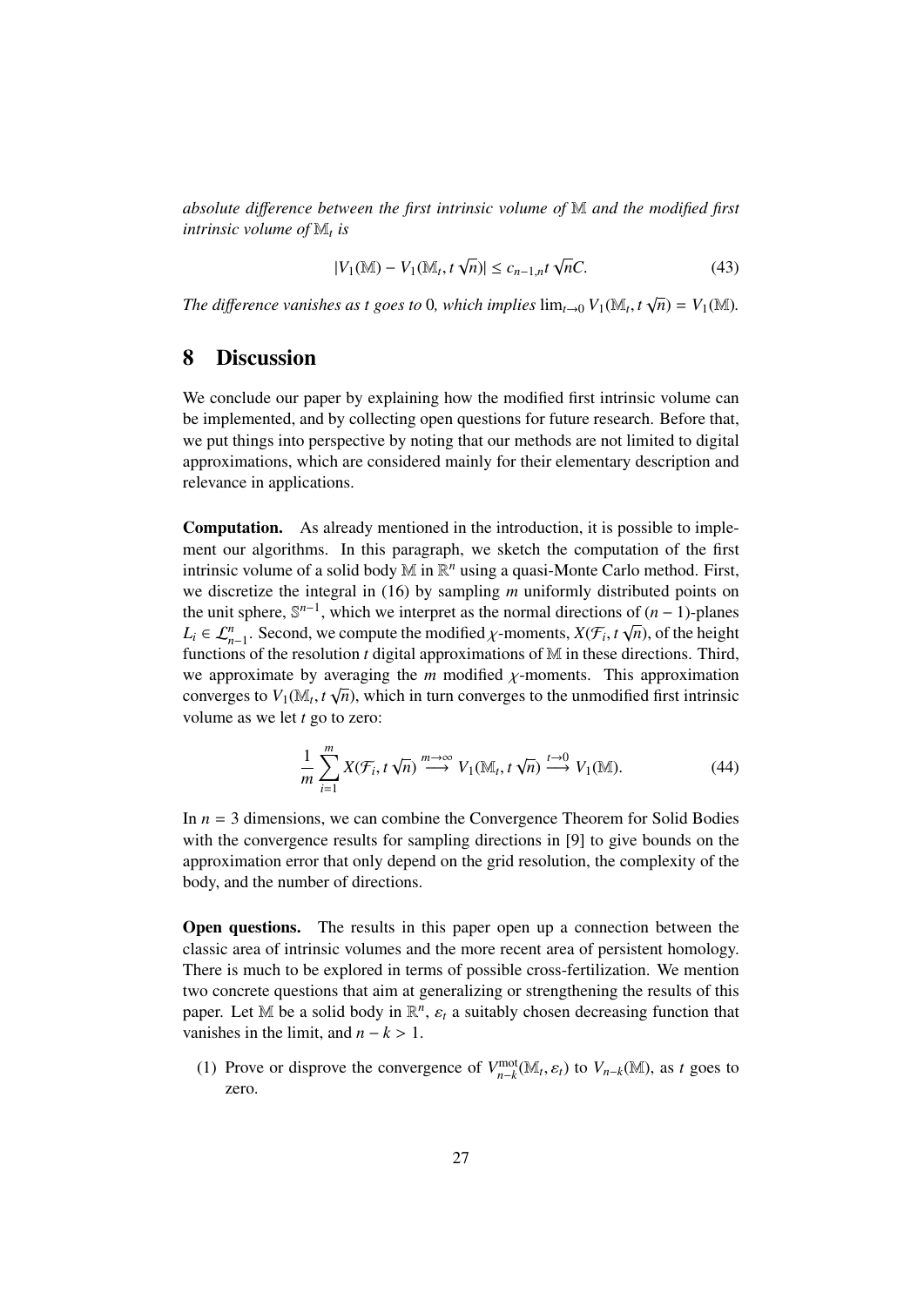*absolute difference between the first intrinsic volume of $\mathbb{M}$ and the modified first intrinsic volume of $\mathbb{M}_t$ is*

$$|V_1(\mathbb{M}) - V_1(\mathbb{M}_t, t\sqrt{n})| \leq c_{n-1,n} t\sqrt{n} C. \tag{43}$$

*The difference vanishes as $t$ goes to 0, which implies $\lim_{t \to 0} V_1(\mathbb{M}_t, t\sqrt{n}) = V_1(\mathbb{M})$.*

## 8 Discussion

We conclude our paper by explaining how the modified first intrinsic volume can be implemented, and by collecting open questions for future research. Before that, we put things into perspective by noting that our methods are not limited to digital approximations, which are considered mainly for their elementary description and relevance in applications.

**Computation.** As already mentioned in the introduction, it is possible to implement our algorithms. In this paragraph, we sketch the computation of the first intrinsic volume of a solid body $\mathbb{M}$ in $\mathbb{R}^n$ using a quasi-Monte Carlo method. First, we discretize the integral in (16) by sampling $m$ uniformly distributed points on the unit sphere, $\mathbb{S}^{n-1}$, which we interpret as the normal directions of $(n-1)$-planes $L_i \in \mathcal{L}^n_{n-1}$. Second, we compute the modified $\chi$-moments, $X(\mathcal{F}_i, t\sqrt{n})$, of the height functions of the resolution $t$ digital approximations of $\mathbb{M}$ in these directions. Third, we approximate by averaging the $m$ modified $\chi$-moments. This approximation converges to $V_1(\mathbb{M}_t, t\sqrt{n})$, which in turn converges to the unmodified first intrinsic volume as we let $t$ go to zero:

$$\frac{1}{m} \sum_{i=1}^{m} X(\mathcal{F}_i, t\sqrt{n}) \overset{m \to \infty}{\longrightarrow} V_1(\mathbb{M}_t, t\sqrt{n}) \overset{t \to 0}{\longrightarrow} V_1(\mathbb{M}). \tag{44}$$

In $n = 3$ dimensions, we can combine the Convergence Theorem for Solid Bodies with the convergence results for sampling directions in [9] to give bounds on the approximation error that only depend on the grid resolution, the complexity of the body, and the number of directions.

**Open questions.** The results in this paper open up a connection between the classic area of intrinsic volumes and the more recent area of persistent homology. There is much to be explored in terms of possible cross-fertilization. We mention two concrete questions that aim at generalizing or strengthening the results of this paper. Let $\mathbb{M}$ be a solid body in $\mathbb{R}^n$, $\varepsilon_t$ a suitably chosen decreasing function that vanishes in the limit, and $n - k > 1$.

(1) Prove or disprove the convergence of $V^{\text{mot}}_{n-k}(\mathbb{M}_t, \varepsilon_t)$ to $V_{n-k}(\mathbb{M})$, as $t$ goes to zero.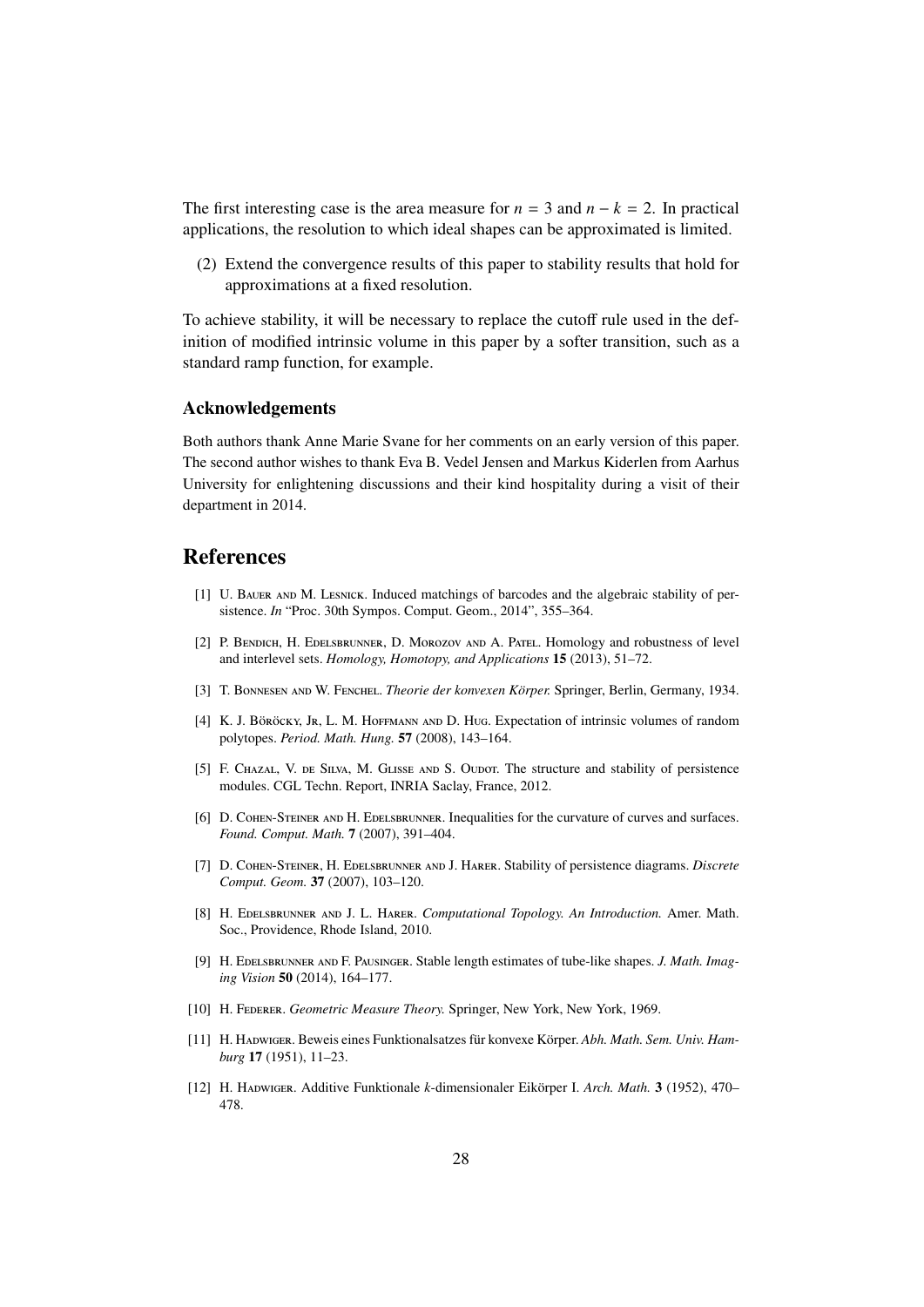The first interesting case is the area measure for $n = 3$ and $n - k = 2$. In practical applications, the resolution to which ideal shapes can be approximated is limited.

(2) Extend the convergence results of this paper to stability results that hold for approximations at a fixed resolution.

To achieve stability, it will be necessary to replace the cutoff rule used in the definition of modified intrinsic volume in this paper by a softer transition, such as a standard ramp function, for example.

### Acknowledgements

Both authors thank Anne Marie Svane for her comments on an early version of this paper. The second author wishes to thank Eva B. Vedel Jensen and Markus Kiderlen from Aarhus University for enlightening discussions and their kind hospitality during a visit of their department in 2014.

## References

[1] U. Bauer and M. Lesnick. Induced matchings of barcodes and the algebraic stability of persistence. *In* "Proc. 30th Sympos. Comput. Geom., 2014", 355–364.

[2] P. Bendich, H. Edelsbrunner, D. Morozov and A. Patel. Homology and robustness of level and interlevel sets. *Homology, Homotopy, and Applications* **15** (2013), 51–72.

[3] T. Bonnesen and W. Fenchel. *Theorie der konvexen Körper.* Springer, Berlin, Germany, 1934.

[4] K. J. Böröcky, Jr, L. M. Hoffmann and D. Hug. Expectation of intrinsic volumes of random polytopes. *Period. Math. Hung.* **57** (2008), 143–164.

[5] F. Chazal, V. de Silva, M. Glisse and S. Oudot. The structure and stability of persistence modules. CGL Techn. Report, INRIA Saclay, France, 2012.

[6] D. Cohen-Steiner and H. Edelsbrunner. Inequalities for the curvature of curves and surfaces. *Found. Comput. Math.* **7** (2007), 391–404.

[7] D. Cohen-Steiner, H. Edelsbrunner and J. Harer. Stability of persistence diagrams. *Discrete Comput. Geom.* **37** (2007), 103–120.

[8] H. Edelsbrunner and J. L. Harer. *Computational Topology. An Introduction.* Amer. Math. Soc., Providence, Rhode Island, 2010.

[9] H. Edelsbrunner and F. Pausinger. Stable length estimates of tube-like shapes. *J. Math. Imaging Vision* **50** (2014), 164–177.

[10] H. Federer. *Geometric Measure Theory.* Springer, New York, New York, 1969.

[11] H. Hadwiger. Beweis eines Funktionalsatzes für konvexe Körper. *Abh. Math. Sem. Univ. Hamburg* **17** (1951), 11–23.

[12] H. Hadwiger. Additive Funktionale *k*-dimensionaler Eikörper I. *Arch. Math.* **3** (1952), 470–478.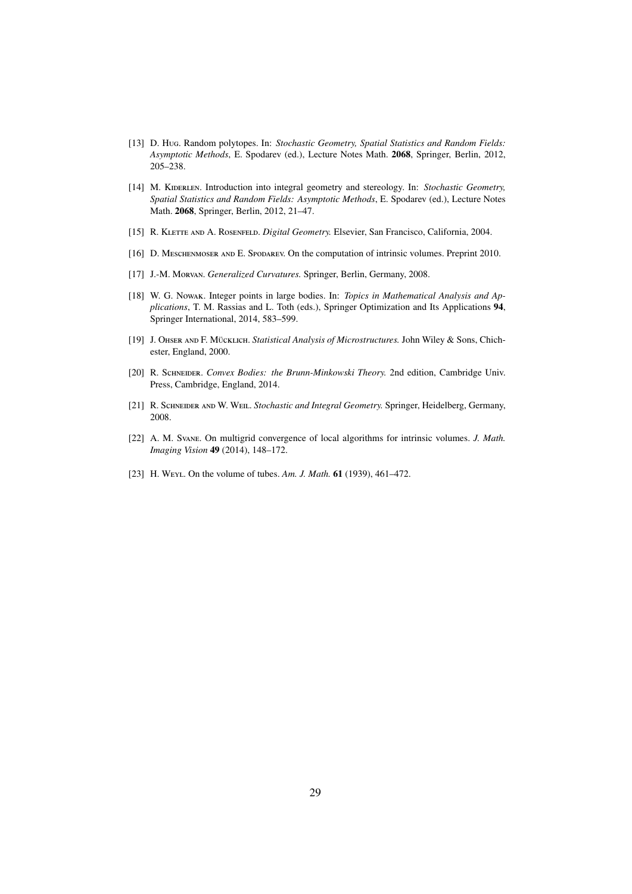[13] D. Hug. Random polytopes. In: *Stochastic Geometry, Spatial Statistics and Random Fields: Asymptotic Methods*, E. Spodarev (ed.), Lecture Notes Math. **2068**, Springer, Berlin, 2012, 205–238.

[14] M. Kiderlen. Introduction into integral geometry and stereology. In: *Stochastic Geometry, Spatial Statistics and Random Fields: Asymptotic Methods*, E. Spodarev (ed.), Lecture Notes Math. **2068**, Springer, Berlin, 2012, 21–47.

[15] R. Klette and A. Rosenfeld. *Digital Geometry.* Elsevier, San Francisco, California, 2004.

[16] D. Meschenmoser and E. Spodarev. On the computation of intrinsic volumes. Preprint 2010.

[17] J.-M. Morvan. *Generalized Curvatures.* Springer, Berlin, Germany, 2008.

[18] W. G. Nowak. Integer points in large bodies. In: *Topics in Mathematical Analysis and Applications*, T. M. Rassias and L. Toth (eds.), Springer Optimization and Its Applications **94**, Springer International, 2014, 583–599.

[19] J. Ohser and F. Mücklich. *Statistical Analysis of Microstructures.* John Wiley & Sons, Chichester, England, 2000.

[20] R. Schneider. *Convex Bodies: the Brunn-Minkowski Theory.* 2nd edition, Cambridge Univ. Press, Cambridge, England, 2014.

[21] R. Schneider and W. Weil. *Stochastic and Integral Geometry.* Springer, Heidelberg, Germany, 2008.

[22] A. M. Svane. On multigrid convergence of local algorithms for intrinsic volumes. *J. Math. Imaging Vision* **49** (2014), 148–172.

[23] H. Weyl. On the volume of tubes. *Am. J. Math.* **61** (1939), 461–472.